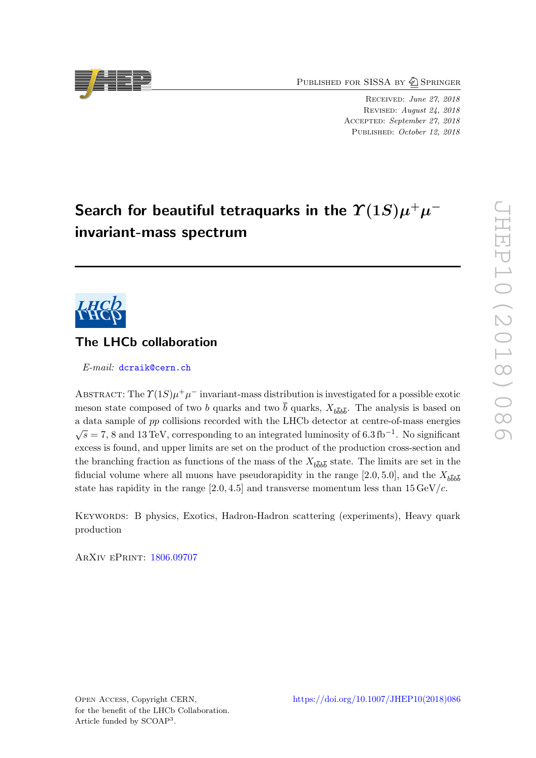Published for SISSA by Springer

Received: *June 27, 2018*
Revised: *August 24, 2018*
Accepted: *September 27, 2018*
Published: *October 12, 2018*

# Search for beautiful tetraquarks in the $\Upsilon(1S)\mu^+\mu^-$ invariant-mass spectrum

## The LHCb collaboration

*E-mail:* dcraik@cern.ch

Abstract: The $\Upsilon(1S)\mu^+\mu^-$ invariant-mass distribution is investigated for a possible exotic meson state composed of two $b$ quarks and two $\overline{b}$ quarks, $X_{b\overline{b}b\overline{b}}$. The analysis is based on a data sample of $pp$ collisions recorded with the LHCb detector at centre-of-mass energies $\sqrt{s} = 7$, 8 and 13 TeV, corresponding to an integrated luminosity of $6.3\,\text{fb}^{-1}$. No significant excess is found, and upper limits are set on the product of the production cross-section and the branching fraction as functions of the mass of the $X_{b\overline{b}b\overline{b}}$ state. The limits are set in the fiducial volume where all muons have pseudorapidity in the range $[2.0, 5.0]$, and the $X_{b\overline{b}b\overline{b}}$ state has rapidity in the range $[2.0, 4.5]$ and transverse momentum less than $15\,\text{GeV}/c$.

Keywords: B physics, Exotics, Hadron-Hadron scattering (experiments), Heavy quark production

ArXiv ePrint: 1806.09707

Open Access, Copyright CERN,
for the benefit of the LHCb Collaboration.
Article funded by SCOAP[3].

https://doi.org/10.1007/JHEP10(2018)086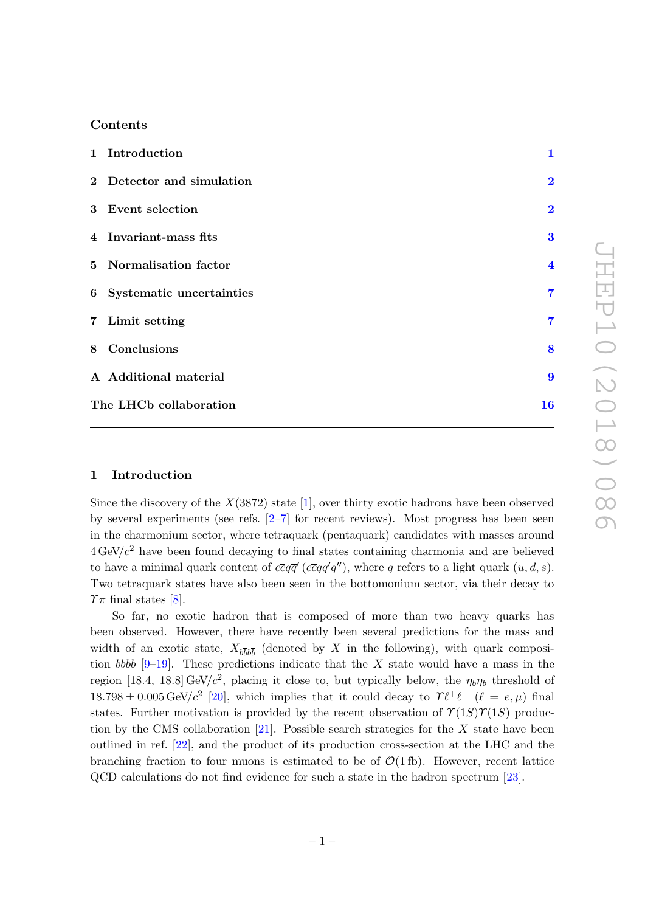## Contents

| | | |
|---|---|---|
| 1 | Introduction | 1 |
| 2 | Detector and simulation | 2 |
| 3 | Event selection | 2 |
| 4 | Invariant-mass fits | 3 |
| 5 | Normalisation factor | 4 |
| 6 | Systematic uncertainties | 7 |
| 7 | Limit setting | 7 |
| 8 | Conclusions | 8 |
| A | Additional material | 9 |
| | The LHCb collaboration | 16 |

## 1 Introduction

Since the discovery of the $X(3872)$ state [1], over thirty exotic hadrons have been observed by several experiments (see refs. [2–7] for recent reviews). Most progress has been seen in the charmonium sector, where tetraquark (pentaquark) candidates with masses around $4\,\mathrm{GeV}/c^2$ have been found decaying to final states containing charmonia and are believed to have a minimal quark content of $c\bar{c}q\bar{q}'$ ($c\bar{c}qq'q''$), where $q$ refers to a light quark ($u, d, s$). Two tetraquark states have also been seen in the bottomonium sector, via their decay to $\Upsilon\pi$ final states [8].

So far, no exotic hadron that is composed of more than two heavy quarks has been observed. However, there have recently been several predictions for the mass and width of an exotic state, $X_{b\bar{b}b\bar{b}}$ (denoted by $X$ in the following), with quark composition $b\bar{b}b\bar{b}$ [9–19]. These predictions indicate that the $X$ state would have a mass in the region $[18.4,\, 18.8]\,\mathrm{GeV}/c^2$, placing it close to, but typically below, the $\eta_b\eta_b$ threshold of $18.798 \pm 0.005\,\mathrm{GeV}/c^2$ [20], which implies that it could decay to $\Upsilon\ell^+\ell^-$ ($\ell = e, \mu$) final states. Further motivation is provided by the recent observation of $\Upsilon(1S)\Upsilon(1S)$ production by the CMS collaboration [21]. Possible search strategies for the $X$ state have been outlined in ref. [22], and the product of its production cross-section at the LHC and the branching fraction to four muons is estimated to be of $\mathcal{O}(1\,\mathrm{fb})$. However, recent lattice QCD calculations do not find evidence for such a state in the hadron spectrum [23].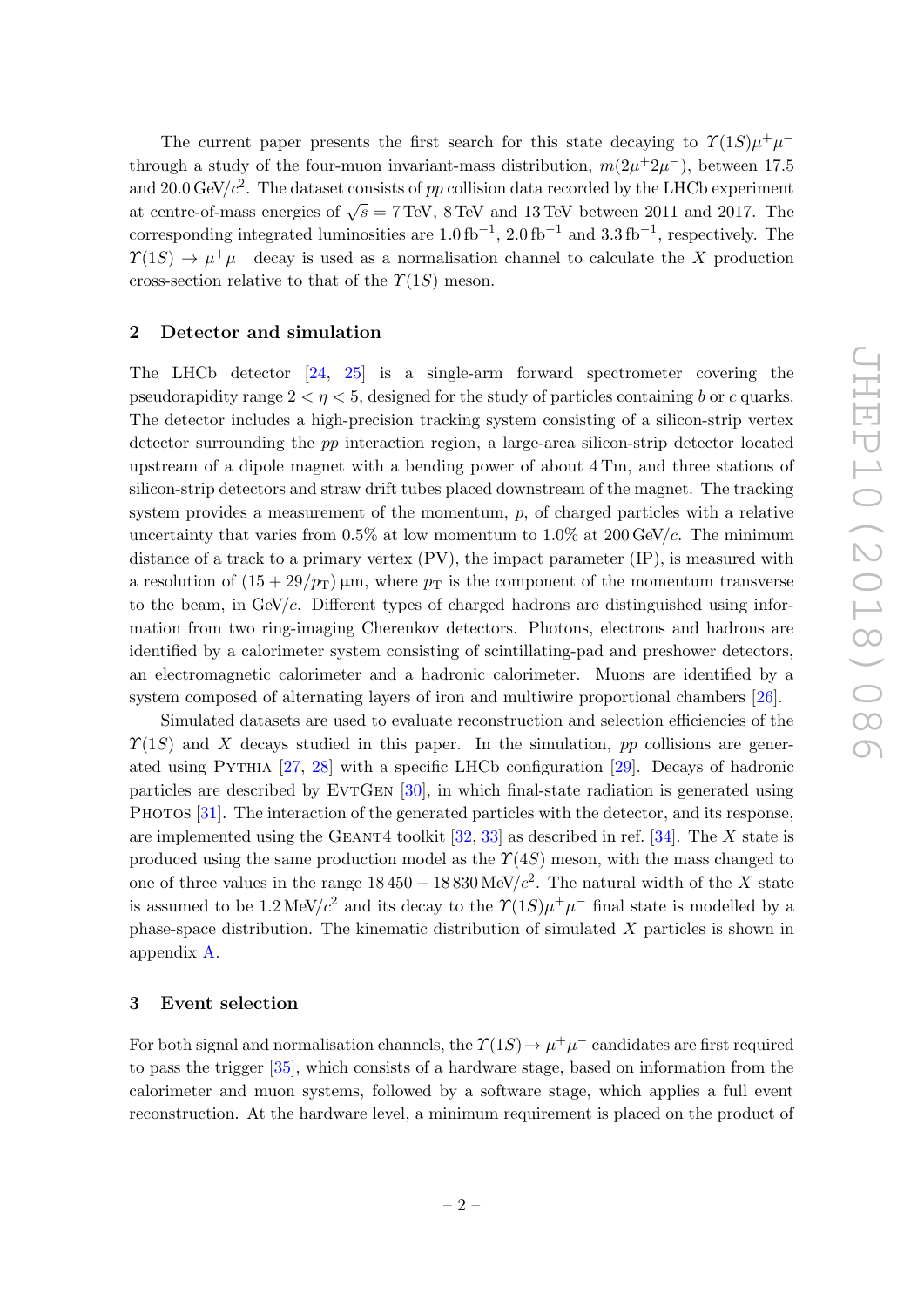The current paper presents the first search for this state decaying to $\Upsilon(1S)\mu^+\mu^-$ through a study of the four-muon invariant-mass distribution, $m(2\mu^+2\mu^-)$, between 17.5 and 20.0 GeV/$c^2$. The dataset consists of $pp$ collision data recorded by the LHCb experiment at centre-of-mass energies of $\sqrt{s} = 7\,\text{TeV}$, 8 TeV and 13 TeV between 2011 and 2017. The corresponding integrated luminosities are $1.0\,\text{fb}^{-1}$, $2.0\,\text{fb}^{-1}$ and $3.3\,\text{fb}^{-1}$, respectively. The $\Upsilon(1S) \to \mu^+\mu^-$ decay is used as a normalisation channel to calculate the $X$ production cross-section relative to that of the $\Upsilon(1S)$ meson.

## 2 Detector and simulation

The LHCb detector [24, 25] is a single-arm forward spectrometer covering the pseudorapidity range $2 < \eta < 5$, designed for the study of particles containing $b$ or $c$ quarks. The detector includes a high-precision tracking system consisting of a silicon-strip vertex detector surrounding the $pp$ interaction region, a large-area silicon-strip detector located upstream of a dipole magnet with a bending power of about 4 Tm, and three stations of silicon-strip detectors and straw drift tubes placed downstream of the magnet. The tracking system provides a measurement of the momentum, $p$, of charged particles with a relative uncertainty that varies from 0.5% at low momentum to 1.0% at 200 GeV/$c$. The minimum distance of a track to a primary vertex (PV), the impact parameter (IP), is measured with a resolution of $(15 + 29/p_{\mathrm{T}})\,\mu\text{m}$, where $p_{\mathrm{T}}$ is the component of the momentum transverse to the beam, in GeV/$c$. Different types of charged hadrons are distinguished using information from two ring-imaging Cherenkov detectors. Photons, electrons and hadrons are identified by a calorimeter system consisting of scintillating-pad and preshower detectors, an electromagnetic calorimeter and a hadronic calorimeter. Muons are identified by a system composed of alternating layers of iron and multiwire proportional chambers [26].

Simulated datasets are used to evaluate reconstruction and selection efficiencies of the $\Upsilon(1S)$ and $X$ decays studied in this paper. In the simulation, $pp$ collisions are generated using Pythia [27, 28] with a specific LHCb configuration [29]. Decays of hadronic particles are described by EvtGen [30], in which final-state radiation is generated using Photos [31]. The interaction of the generated particles with the detector, and its response, are implemented using the Geant4 toolkit [32, 33] as described in ref. [34]. The $X$ state is produced using the same production model as the $\Upsilon(4S)$ meson, with the mass changed to one of three values in the range $18\,450 - 18\,830\,\text{MeV}/c^2$. The natural width of the $X$ state is assumed to be $1.2\,\text{MeV}/c^2$ and its decay to the $\Upsilon(1S)\mu^+\mu^-$ final state is modelled by a phase-space distribution. The kinematic distribution of simulated $X$ particles is shown in appendix A.

## 3 Event selection

For both signal and normalisation channels, the $\Upsilon(1S) \to \mu^+\mu^-$ candidates are first required to pass the trigger [35], which consists of a hardware stage, based on information from the calorimeter and muon systems, followed by a software stage, which applies a full event reconstruction. At the hardware level, a minimum requirement is placed on the product of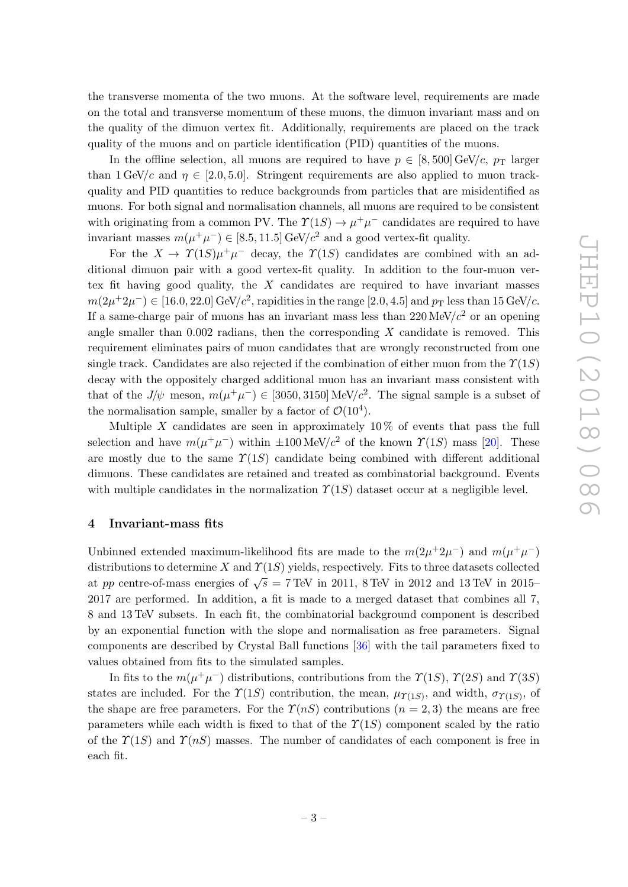the transverse momenta of the two muons. At the software level, requirements are made on the total and transverse momentum of these muons, the dimuon invariant mass and on the quality of the dimuon vertex fit. Additionally, requirements are placed on the track quality of the muons and on particle identification (PID) quantities of the muons.

In the offline selection, all muons are required to have $p \in [8, 500]\,\text{GeV}/c$, $p_\text{T}$ larger than $1\,\text{GeV}/c$ and $\eta \in [2.0, 5.0]$. Stringent requirements are also applied to muon track-quality and PID quantities to reduce backgrounds from particles that are misidentified as muons. For both signal and normalisation channels, all muons are required to be consistent with originating from a common PV. The $\Upsilon(1S) \to \mu^+\mu^-$ candidates are required to have invariant masses $m(\mu^+\mu^-) \in [8.5, 11.5]\,\text{GeV}/c^2$ and a good vertex-fit quality.

For the $X \to \Upsilon(1S)\mu^+\mu^-$ decay, the $\Upsilon(1S)$ candidates are combined with an additional dimuon pair with a good vertex-fit quality. In addition to the four-muon vertex fit having good quality, the $X$ candidates are required to have invariant masses $m(2\mu^+2\mu^-) \in [16.0, 22.0]\,\text{GeV}/c^2$, rapidities in the range $[2.0, 4.5]$ and $p_\text{T}$ less than $15\,\text{GeV}/c$. If a same-charge pair of muons has an invariant mass less than $220\,\text{MeV}/c^2$ or an opening angle smaller than 0.002 radians, then the corresponding $X$ candidate is removed. This requirement eliminates pairs of muon candidates that are wrongly reconstructed from one single track. Candidates are also rejected if the combination of either muon from the $\Upsilon(1S)$ decay with the oppositely charged additional muon has an invariant mass consistent with that of the $J/\psi$ meson, $m(\mu^+\mu^-) \in [3050, 3150]\,\text{MeV}/c^2$. The signal sample is a subset of the normalisation sample, smaller by a factor of $\mathcal{O}(10^4)$.

Multiple $X$ candidates are seen in approximately 10% of events that pass the full selection and have $m(\mu^+\mu^-)$ within $\pm 100\,\text{MeV}/c^2$ of the known $\Upsilon(1S)$ mass [20]. These are mostly due to the same $\Upsilon(1S)$ candidate being combined with different additional dimuons. These candidates are retained and treated as combinatorial background. Events with multiple candidates in the normalization $\Upsilon(1S)$ dataset occur at a negligible level.

## 4 Invariant-mass fits

Unbinned extended maximum-likelihood fits are made to the $m(2\mu^+2\mu^-)$ and $m(\mu^+\mu^-)$ distributions to determine $X$ and $\Upsilon(1S)$ yields, respectively. Fits to three datasets collected at $pp$ centre-of-mass energies of $\sqrt{s} = 7\,\text{TeV}$ in 2011, $8\,\text{TeV}$ in 2012 and $13\,\text{TeV}$ in 2015–2017 are performed. In addition, a fit is made to a merged dataset that combines all 7, 8 and 13 TeV subsets. In each fit, the combinatorial background component is described by an exponential function with the slope and normalisation as free parameters. Signal components are described by Crystal Ball functions [36] with the tail parameters fixed to values obtained from fits to the simulated samples.

In fits to the $m(\mu^+\mu^-)$ distributions, contributions from the $\Upsilon(1S)$, $\Upsilon(2S)$ and $\Upsilon(3S)$ states are included. For the $\Upsilon(1S)$ contribution, the mean, $\mu_{\Upsilon(1S)}$, and width, $\sigma_{\Upsilon(1S)}$, of the shape are free parameters. For the $\Upsilon(nS)$ contributions ($n = 2, 3$) the means are free parameters while each width is fixed to that of the $\Upsilon(1S)$ component scaled by the ratio of the $\Upsilon(1S)$ and $\Upsilon(nS)$ masses. The number of candidates of each component is free in each fit.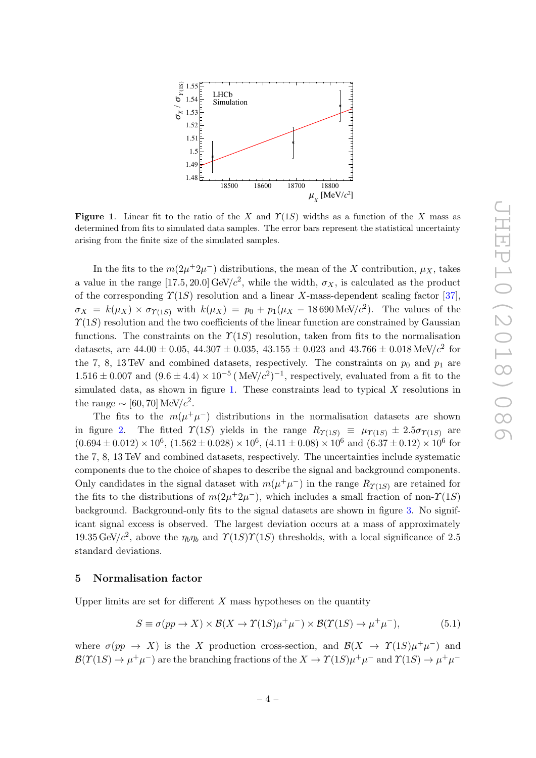**Figure 1**. Linear fit to the ratio of the $X$ and $\Upsilon(1S)$ widths as a function of the $X$ mass as determined from fits to simulated data samples. The error bars represent the statistical uncertainty arising from the finite size of the simulated samples.

In the fits to the $m(2\mu^+2\mu^-)$ distributions, the mean of the $X$ contribution, $\mu_X$, takes a value in the range $[17.5, 20.0]\,\mathrm{GeV}/c^2$, while the width, $\sigma_X$, is calculated as the product of the corresponding $\Upsilon(1S)$ resolution and a linear $X$-mass-dependent scaling factor [37], $\sigma_X = k(\mu_X) \times \sigma_{\Upsilon(1S)}$ with $k(\mu_X) = p_0 + p_1(\mu_X - 18\,690\,\mathrm{MeV}/c^2)$. The values of the $\Upsilon(1S)$ resolution and the two coefficients of the linear function are constrained by Gaussian functions. The constraints on the $\Upsilon(1S)$ resolution, taken from fits to the normalisation datasets, are $44.00 \pm 0.05$, $44.307 \pm 0.035$, $43.155 \pm 0.023$ and $43.766 \pm 0.018\,\mathrm{MeV}/c^2$ for the 7, 8, 13 TeV and combined datasets, respectively. The constraints on $p_0$ and $p_1$ are $1.516 \pm 0.007$ and $(9.6 \pm 4.4) \times 10^{-5}\,(\mathrm{MeV}/c^2)^{-1}$, respectively, evaluated from a fit to the simulated data, as shown in figure 1. These constraints lead to typical $X$ resolutions in the range $\sim [60, 70]\,\mathrm{MeV}/c^2$.

The fits to the $m(\mu^+\mu^-)$ distributions in the normalisation datasets are shown in figure 2. The fitted $\Upsilon(1S)$ yields in the range $R_{\Upsilon(1S)} \equiv \mu_{\Upsilon(1S)} \pm 2.5\sigma_{\Upsilon(1S)}$ are $(0.694 \pm 0.012) \times 10^6$, $(1.562 \pm 0.028) \times 10^6$, $(4.11 \pm 0.08) \times 10^6$ and $(6.37 \pm 0.12) \times 10^6$ for the 7, 8, 13 TeV and combined datasets, respectively. The uncertainties include systematic components due to the choice of shapes to describe the signal and background components. Only candidates in the signal dataset with $m(\mu^+\mu^-)$ in the range $R_{\Upsilon(1S)}$ are retained for the fits to the distributions of $m(2\mu^+2\mu^-)$, which includes a small fraction of non-$\Upsilon(1S)$ background. Background-only fits to the signal datasets are shown in figure 3. No significant signal excess is observed. The largest deviation occurs at a mass of approximately $19.35\,\mathrm{GeV}/c^2$, above the $\eta_b\eta_b$ and $\Upsilon(1S)\Upsilon(1S)$ thresholds, with a local significance of 2.5 standard deviations.

## 5 Normalisation factor

Upper limits are set for different $X$ mass hypotheses on the quantity

$$S \equiv \sigma(pp \to X) \times \mathcal{B}(X \to \Upsilon(1S)\mu^+\mu^-) \times \mathcal{B}(\Upsilon(1S) \to \mu^+\mu^-), \tag{5.1}$$

where $\sigma(pp \to X)$ is the $X$ production cross-section, and $\mathcal{B}(X \to \Upsilon(1S)\mu^+\mu^-)$ and $\mathcal{B}(\Upsilon(1S) \to \mu^+\mu^-)$ are the branching fractions of the $X \to \Upsilon(1S)\mu^+\mu^-$ and $\Upsilon(1S) \to \mu^+\mu^-$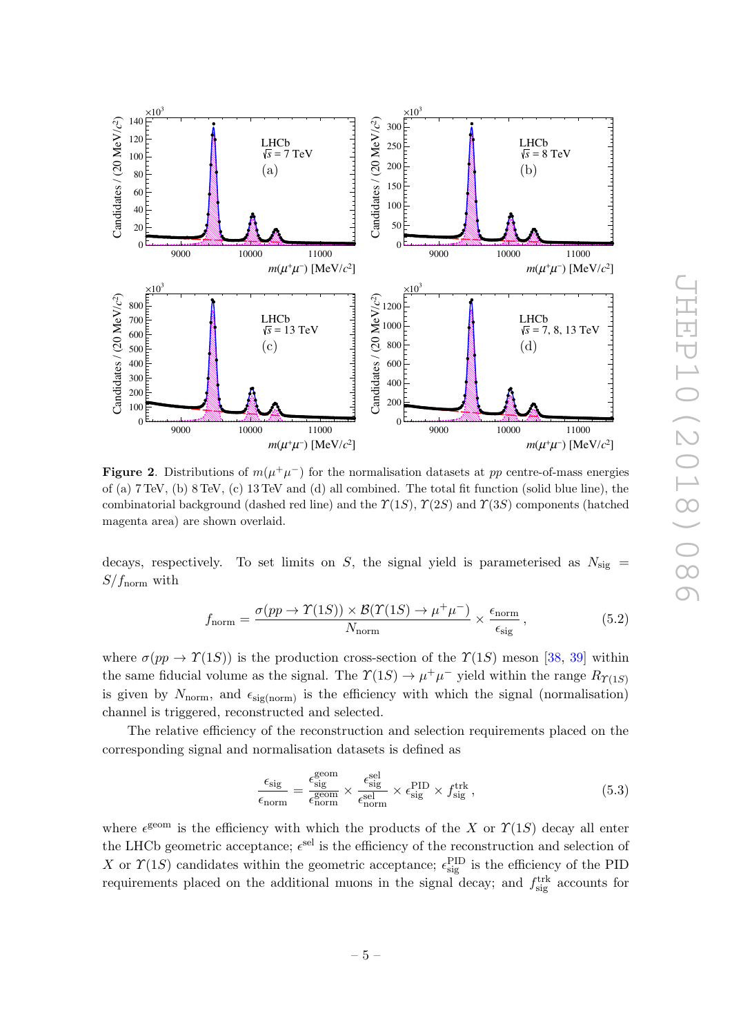**Figure 2**. Distributions of $m(\mu^+\mu^-)$ for the normalisation datasets at $pp$ centre-of-mass energies of (a) 7 TeV, (b) 8 TeV, (c) 13 TeV and (d) all combined. The total fit function (solid blue line), the combinatorial background (dashed red line) and the $\Upsilon(1S)$, $\Upsilon(2S)$ and $\Upsilon(3S)$ components (hatched magenta area) are shown overlaid.

decays, respectively. To set limits on $S$, the signal yield is parameterised as $N_{\rm sig} = S/f_{\rm norm}$ with

$$f_{\rm norm} = \frac{\sigma(pp \to \Upsilon(1S)) \times \mathcal{B}(\Upsilon(1S) \to \mu^+\mu^-)}{N_{\rm norm}} \times \frac{\epsilon_{\rm norm}}{\epsilon_{\rm sig}}\,, \tag{5.2}$$

where $\sigma(pp \to \Upsilon(1S))$ is the production cross-section of the $\Upsilon(1S)$ meson [38, 39] within the same fiducial volume as the signal. The $\Upsilon(1S) \to \mu^+\mu^-$ yield within the range $R_{\Upsilon(1S)}$ is given by $N_{\rm norm}$, and $\epsilon_{\rm sig(norm)}$ is the efficiency with which the signal (normalisation) channel is triggered, reconstructed and selected.

The relative efficiency of the reconstruction and selection requirements placed on the corresponding signal and normalisation datasets is defined as

$$\frac{\epsilon_{\rm sig}}{\epsilon_{\rm norm}} = \frac{\epsilon_{\rm sig}^{\rm geom}}{\epsilon_{\rm norm}^{\rm geom}} \times \frac{\epsilon_{\rm sig}^{\rm sel}}{\epsilon_{\rm norm}^{\rm sel}} \times \epsilon_{\rm sig}^{\rm PID} \times f_{\rm sig}^{\rm trk}\,, \tag{5.3}$$

where $\epsilon^{\rm geom}$ is the efficiency with which the products of the $X$ or $\Upsilon(1S)$ decay all enter the LHCb geometric acceptance; $\epsilon^{\rm sel}$ is the efficiency of the reconstruction and selection of $X$ or $\Upsilon(1S)$ candidates within the geometric acceptance; $\epsilon_{\rm sig}^{\rm PID}$ is the efficiency of the PID requirements placed on the additional muons in the signal decay; and $f_{\rm sig}^{\rm trk}$ accounts for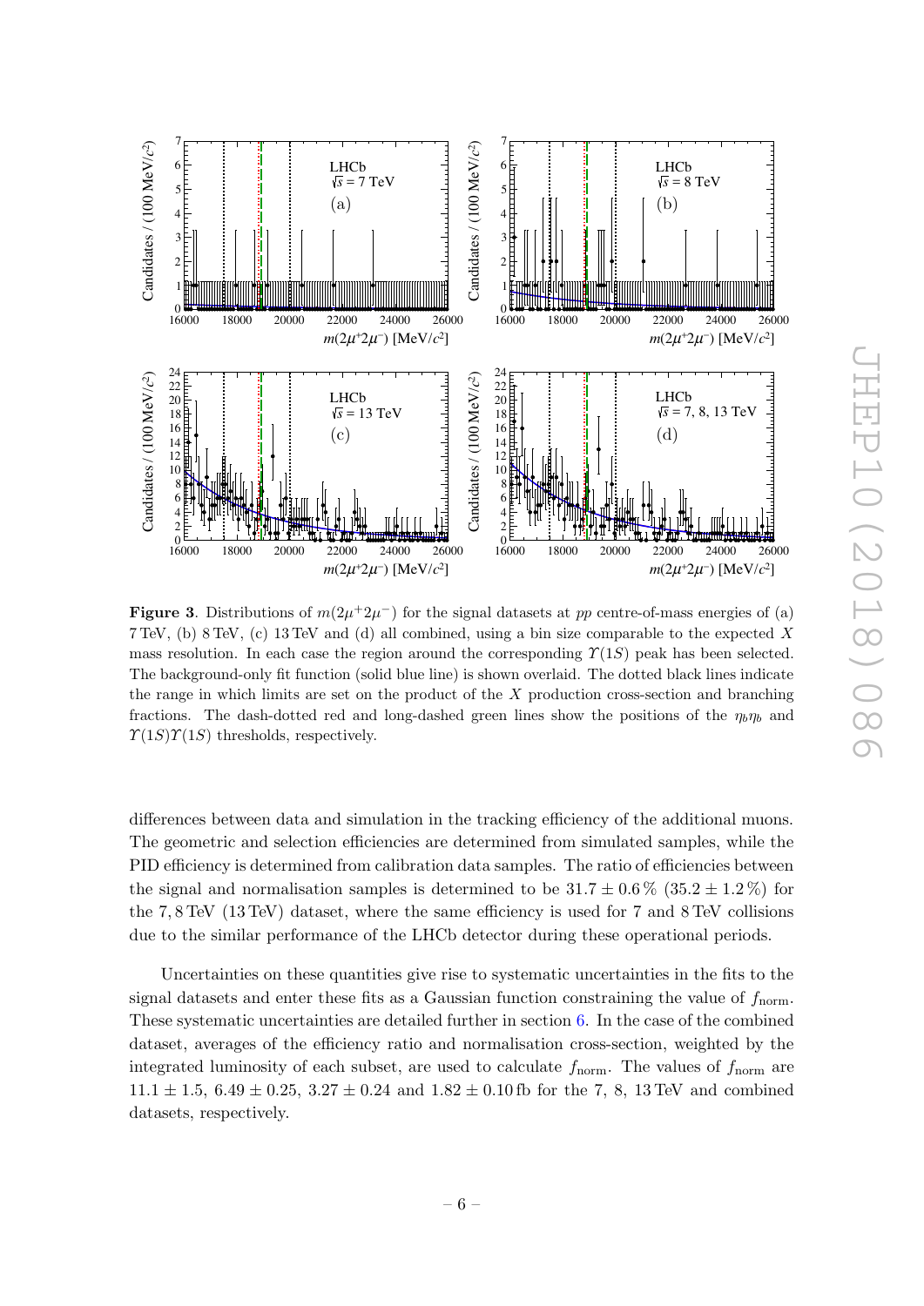**Figure 3**. Distributions of $m(2\mu^+2\mu^-)$ for the signal datasets at $pp$ centre-of-mass energies of (a) 7 TeV, (b) 8 TeV, (c) 13 TeV and (d) all combined, using a bin size comparable to the expected $X$ mass resolution. In each case the region around the corresponding $\Upsilon(1S)$ peak has been selected. The background-only fit function (solid blue line) is shown overlaid. The dotted black lines indicate the range in which limits are set on the product of the $X$ production cross-section and branching fractions. The dash-dotted red and long-dashed green lines show the positions of the $\eta_b\eta_b$ and $\Upsilon(1S)\Upsilon(1S)$ thresholds, respectively.

differences between data and simulation in the tracking efficiency of the additional muons. The geometric and selection efficiencies are determined from simulated samples, while the PID efficiency is determined from calibration data samples. The ratio of efficiencies between the signal and normalisation samples is determined to be $31.7 \pm 0.6\,\%$ ($35.2 \pm 1.2\,\%$) for the 7, 8 TeV (13 TeV) dataset, where the same efficiency is used for 7 and 8 TeV collisions due to the similar performance of the LHCb detector during these operational periods.

Uncertainties on these quantities give rise to systematic uncertainties in the fits to the signal datasets and enter these fits as a Gaussian function constraining the value of $f_{\text{norm}}$. These systematic uncertainties are detailed further in section 6. In the case of the combined dataset, averages of the efficiency ratio and normalisation cross-section, weighted by the integrated luminosity of each subset, are used to calculate $f_{\text{norm}}$. The values of $f_{\text{norm}}$ are $11.1 \pm 1.5$, $6.49 \pm 0.25$, $3.27 \pm 0.24$ and $1.82 \pm 0.10$ fb for the 7, 8, 13 TeV and combined datasets, respectively.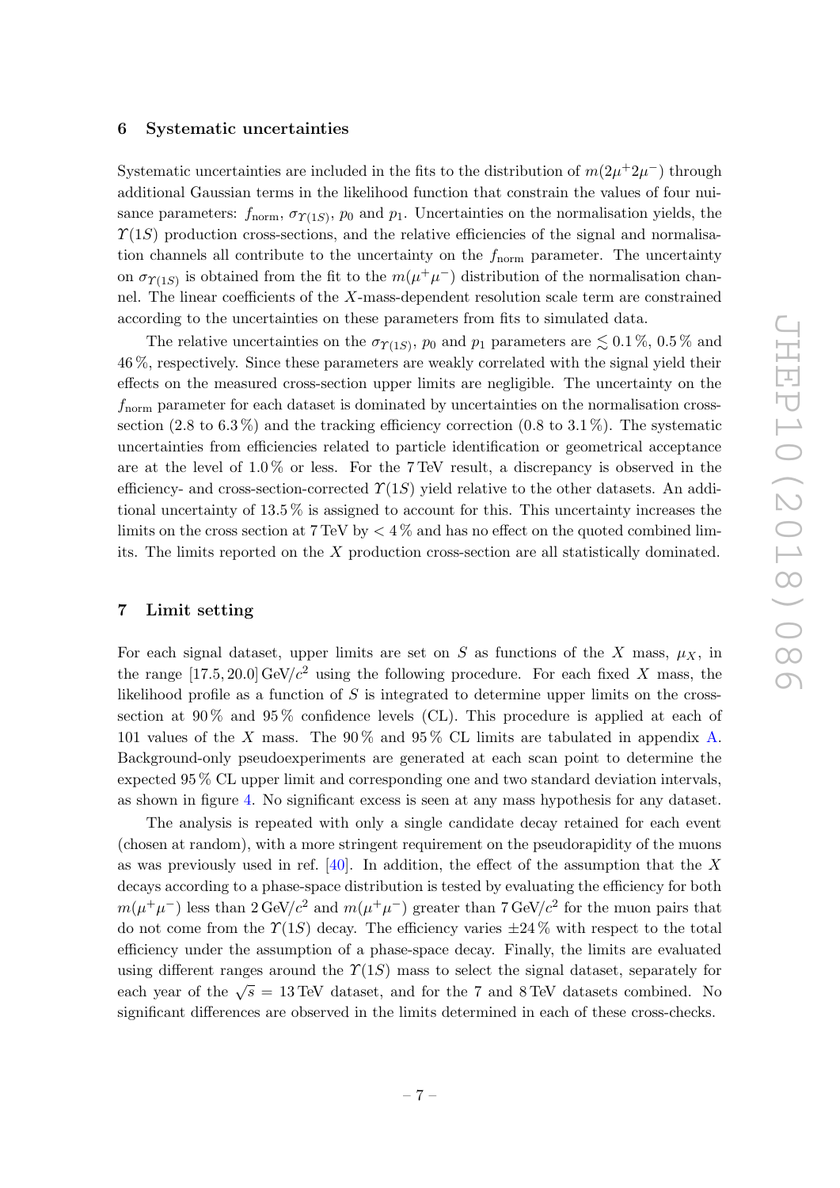## 6 Systematic uncertainties

Systematic uncertainties are included in the fits to the distribution of $m(2\mu^+2\mu^-)$ through additional Gaussian terms in the likelihood function that constrain the values of four nuisance parameters: $f_{\text{norm}}$, $\sigma_{\Upsilon(1S)}$, $p_0$ and $p_1$. Uncertainties on the normalisation yields, the $\Upsilon(1S)$ production cross-sections, and the relative efficiencies of the signal and normalisation channels all contribute to the uncertainty on the $f_{\text{norm}}$ parameter. The uncertainty on $\sigma_{\Upsilon(1S)}$ is obtained from the fit to the $m(\mu^+\mu^-)$ distribution of the normalisation channel. The linear coefficients of the $X$-mass-dependent resolution scale term are constrained according to the uncertainties on these parameters from fits to simulated data.

The relative uncertainties on the $\sigma_{\Upsilon(1S)}$, $p_0$ and $p_1$ parameters are $\lesssim 0.1\,\%$, $0.5\,\%$ and $46\,\%$, respectively. Since these parameters are weakly correlated with the signal yield their effects on the measured cross-section upper limits are negligible. The uncertainty on the $f_{\text{norm}}$ parameter for each dataset is dominated by uncertainties on the normalisation cross-section (2.8 to 6.3 %) and the tracking efficiency correction (0.8 to 3.1 %). The systematic uncertainties from efficiencies related to particle identification or geometrical acceptance are at the level of 1.0 % or less. For the 7 TeV result, a discrepancy is observed in the efficiency- and cross-section-corrected $\Upsilon(1S)$ yield relative to the other datasets. An additional uncertainty of 13.5 % is assigned to account for this. This uncertainty increases the limits on the cross section at 7 TeV by $< 4\,\%$ and has no effect on the quoted combined limits. The limits reported on the $X$ production cross-section are all statistically dominated.

## 7 Limit setting

For each signal dataset, upper limits are set on $S$ as functions of the $X$ mass, $\mu_X$, in the range $[17.5, 20.0]\,\text{GeV}/c^2$ using the following procedure. For each fixed $X$ mass, the likelihood profile as a function of $S$ is integrated to determine upper limits on the cross-section at 90 % and 95 % confidence levels (CL). This procedure is applied at each of 101 values of the $X$ mass. The 90 % and 95 % CL limits are tabulated in appendix A. Background-only pseudoexperiments are generated at each scan point to determine the expected 95 % CL upper limit and corresponding one and two standard deviation intervals, as shown in figure 4. No significant excess is seen at any mass hypothesis for any dataset.

The analysis is repeated with only a single candidate decay retained for each event (chosen at random), with a more stringent requirement on the pseudorapidity of the muons as was previously used in ref. [40]. In addition, the effect of the assumption that the $X$ decays according to a phase-space distribution is tested by evaluating the efficiency for both $m(\mu^+\mu^-)$ less than $2\,\text{GeV}/c^2$ and $m(\mu^+\mu^-)$ greater than $7\,\text{GeV}/c^2$ for the muon pairs that do not come from the $\Upsilon(1S)$ decay. The efficiency varies $\pm 24\,\%$ with respect to the total efficiency under the assumption of a phase-space decay. Finally, the limits are evaluated using different ranges around the $\Upsilon(1S)$ mass to select the signal dataset, separately for each year of the $\sqrt{s} = 13\,\text{TeV}$ dataset, and for the 7 and 8 TeV datasets combined. No significant differences are observed in the limits determined in each of these cross-checks.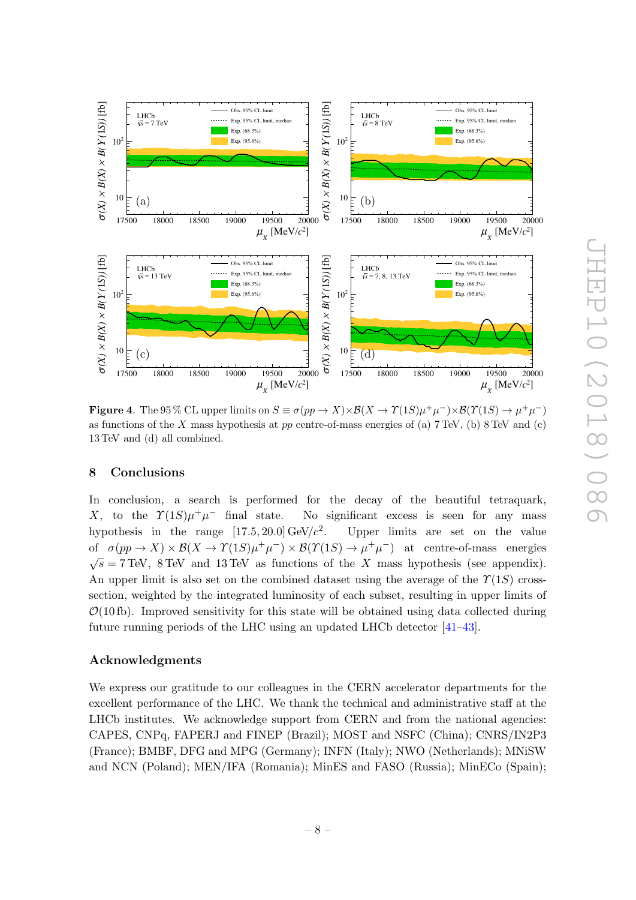**Figure 4**. The 95 % CL upper limits on $S \equiv \sigma(pp \to X) \times \mathcal{B}(X \to \Upsilon(1S)\mu^+\mu^-) \times \mathcal{B}(\Upsilon(1S) \to \mu^+\mu^-)$ as functions of the $X$ mass hypothesis at $pp$ centre-of-mass energies of (a) 7 TeV, (b) 8 TeV and (c) 13 TeV and (d) all combined.

## 8 Conclusions

In conclusion, a search is performed for the decay of the beautiful tetraquark, $X$, to the $\Upsilon(1S)\mu^+\mu^-$ final state. No significant excess is seen for any mass hypothesis in the range $[17.5, 20.0]\,\text{GeV}/c^2$. Upper limits are set on the value of $\sigma(pp \to X) \times \mathcal{B}(X \to \Upsilon(1S)\mu^+\mu^-) \times \mathcal{B}(\Upsilon(1S) \to \mu^+\mu^-)$ at centre-of-mass energies $\sqrt{s} = 7\,\text{TeV}$, 8 TeV and 13 TeV as functions of the $X$ mass hypothesis (see appendix). An upper limit is also set on the combined dataset using the average of the $\Upsilon(1S)$ cross-section, weighted by the integrated luminosity of each subset, resulting in upper limits of $\mathcal{O}(10\,\text{fb})$. Improved sensitivity for this state will be obtained using data collected during future running periods of the LHC using an updated LHCb detector [41–43].

## Acknowledgments

We express our gratitude to our colleagues in the CERN accelerator departments for the excellent performance of the LHC. We thank the technical and administrative staff at the LHCb institutes. We acknowledge support from CERN and from the national agencies: CAPES, CNPq, FAPERJ and FINEP (Brazil); MOST and NSFC (China); CNRS/IN2P3 (France); BMBF, DFG and MPG (Germany); INFN (Italy); NWO (Netherlands); MNiSW and NCN (Poland); MEN/IFA (Romania); MinES and FASO (Russia); MinECo (Spain);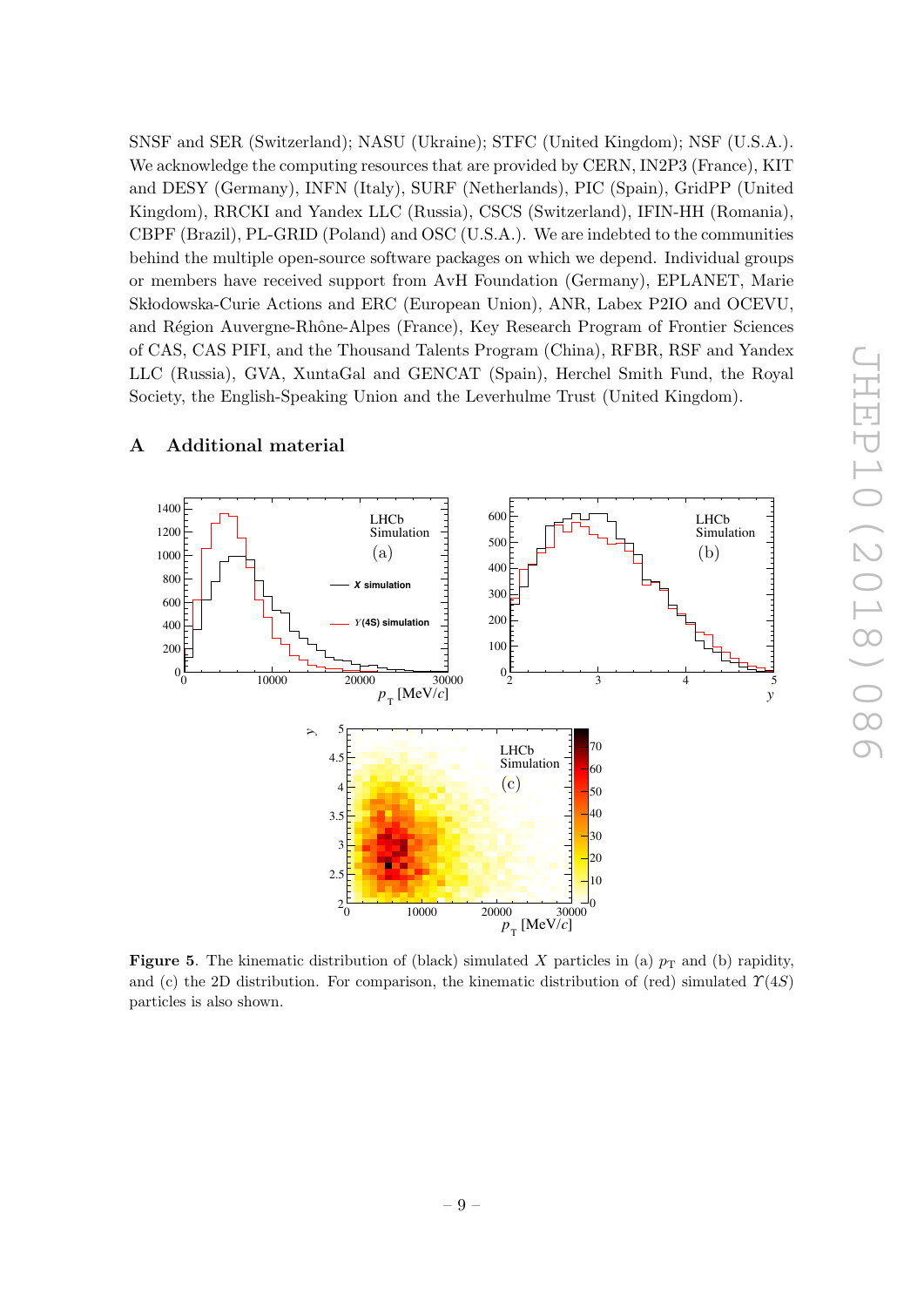SNSF and SER (Switzerland); NASU (Ukraine); STFC (United Kingdom); NSF (U.S.A.). We acknowledge the computing resources that are provided by CERN, IN2P3 (France), KIT and DESY (Germany), INFN (Italy), SURF (Netherlands), PIC (Spain), GridPP (United Kingdom), RRCKI and Yandex LLC (Russia), CSCS (Switzerland), IFIN-HH (Romania), CBPF (Brazil), PL-GRID (Poland) and OSC (U.S.A.). We are indebted to the communities behind the multiple open-source software packages on which we depend. Individual groups or members have received support from AvH Foundation (Germany), EPLANET, Marie Skłodowska-Curie Actions and ERC (European Union), ANR, Labex P2IO and OCEVU, and Région Auvergne-Rhône-Alpes (France), Key Research Program of Frontier Sciences of CAS, CAS PIFI, and the Thousand Talents Program (China), RFBR, RSF and Yandex LLC (Russia), GVA, XuntaGal and GENCAT (Spain), Herchel Smith Fund, the Royal Society, the English-Speaking Union and the Leverhulme Trust (United Kingdom).

## A Additional material

**Figure 5**. The kinematic distribution of (black) simulated $X$ particles in (a) $p_{\mathrm{T}}$ and (b) rapidity, and (c) the 2D distribution. For comparison, the kinematic distribution of (red) simulated $\Upsilon(4S)$ particles is also shown.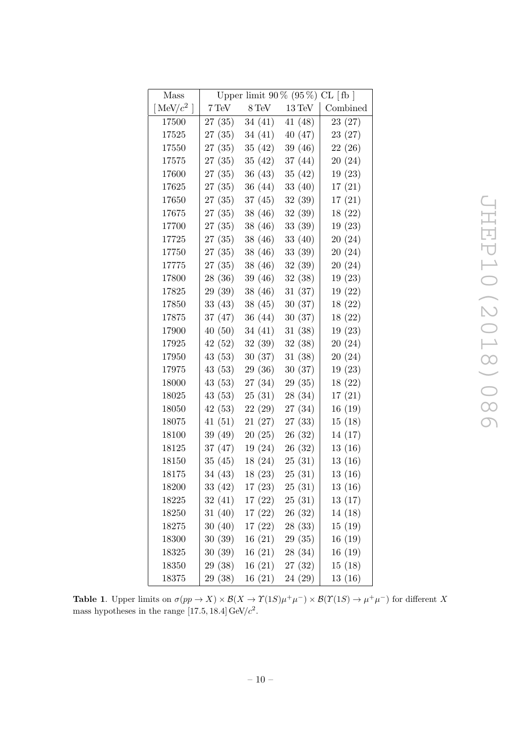| Mass | Upper limit 90 % (95 %) CL [ fb ] | | | |
|---|---|---|---|---|
| [ MeV/$c^2$ ] | 7 TeV | 8 TeV | 13 TeV | Combined |
| 17500 | 27 (35) | 34 (41) | 41 (48) | 23 (27) |
| 17525 | 27 (35) | 34 (41) | 40 (47) | 23 (27) |
| 17550 | 27 (35) | 35 (42) | 39 (46) | 22 (26) |
| 17575 | 27 (35) | 35 (42) | 37 (44) | 20 (24) |
| 17600 | 27 (35) | 36 (43) | 35 (42) | 19 (23) |
| 17625 | 27 (35) | 36 (44) | 33 (40) | 17 (21) |
| 17650 | 27 (35) | 37 (45) | 32 (39) | 17 (21) |
| 17675 | 27 (35) | 38 (46) | 32 (39) | 18 (22) |
| 17700 | 27 (35) | 38 (46) | 33 (39) | 19 (23) |
| 17725 | 27 (35) | 38 (46) | 33 (40) | 20 (24) |
| 17750 | 27 (35) | 38 (46) | 33 (39) | 20 (24) |
| 17775 | 27 (35) | 38 (46) | 32 (39) | 20 (24) |
| 17800 | 28 (36) | 39 (46) | 32 (38) | 19 (23) |
| 17825 | 29 (39) | 38 (46) | 31 (37) | 19 (22) |
| 17850 | 33 (43) | 38 (45) | 30 (37) | 18 (22) |
| 17875 | 37 (47) | 36 (44) | 30 (37) | 18 (22) |
| 17900 | 40 (50) | 34 (41) | 31 (38) | 19 (23) |
| 17925 | 42 (52) | 32 (39) | 32 (38) | 20 (24) |
| 17950 | 43 (53) | 30 (37) | 31 (38) | 20 (24) |
| 17975 | 43 (53) | 29 (36) | 30 (37) | 19 (23) |
| 18000 | 43 (53) | 27 (34) | 29 (35) | 18 (22) |
| 18025 | 43 (53) | 25 (31) | 28 (34) | 17 (21) |
| 18050 | 42 (53) | 22 (29) | 27 (34) | 16 (19) |
| 18075 | 41 (51) | 21 (27) | 27 (33) | 15 (18) |
| 18100 | 39 (49) | 20 (25) | 26 (32) | 14 (17) |
| 18125 | 37 (47) | 19 (24) | 26 (32) | 13 (16) |
| 18150 | 35 (45) | 18 (24) | 25 (31) | 13 (16) |
| 18175 | 34 (43) | 18 (23) | 25 (31) | 13 (16) |
| 18200 | 33 (42) | 17 (23) | 25 (31) | 13 (16) |
| 18225 | 32 (41) | 17 (22) | 25 (31) | 13 (17) |
| 18250 | 31 (40) | 17 (22) | 26 (32) | 14 (18) |
| 18275 | 30 (40) | 17 (22) | 28 (33) | 15 (19) |
| 18300 | 30 (39) | 16 (21) | 29 (35) | 16 (19) |
| 18325 | 30 (39) | 16 (21) | 28 (34) | 16 (19) |
| 18350 | 29 (38) | 16 (21) | 27 (32) | 15 (18) |
| 18375 | 29 (38) | 16 (21) | 24 (29) | 13 (16) |

**Table 1**. Upper limits on $\sigma(pp \to X) \times \mathcal{B}(X \to \Upsilon(1S)\mu^+\mu^-) \times \mathcal{B}(\Upsilon(1S) \to \mu^+\mu^-)$ for different $X$ mass hypotheses in the range $[17.5, 18.4]\,\mathrm{GeV}/c^2$.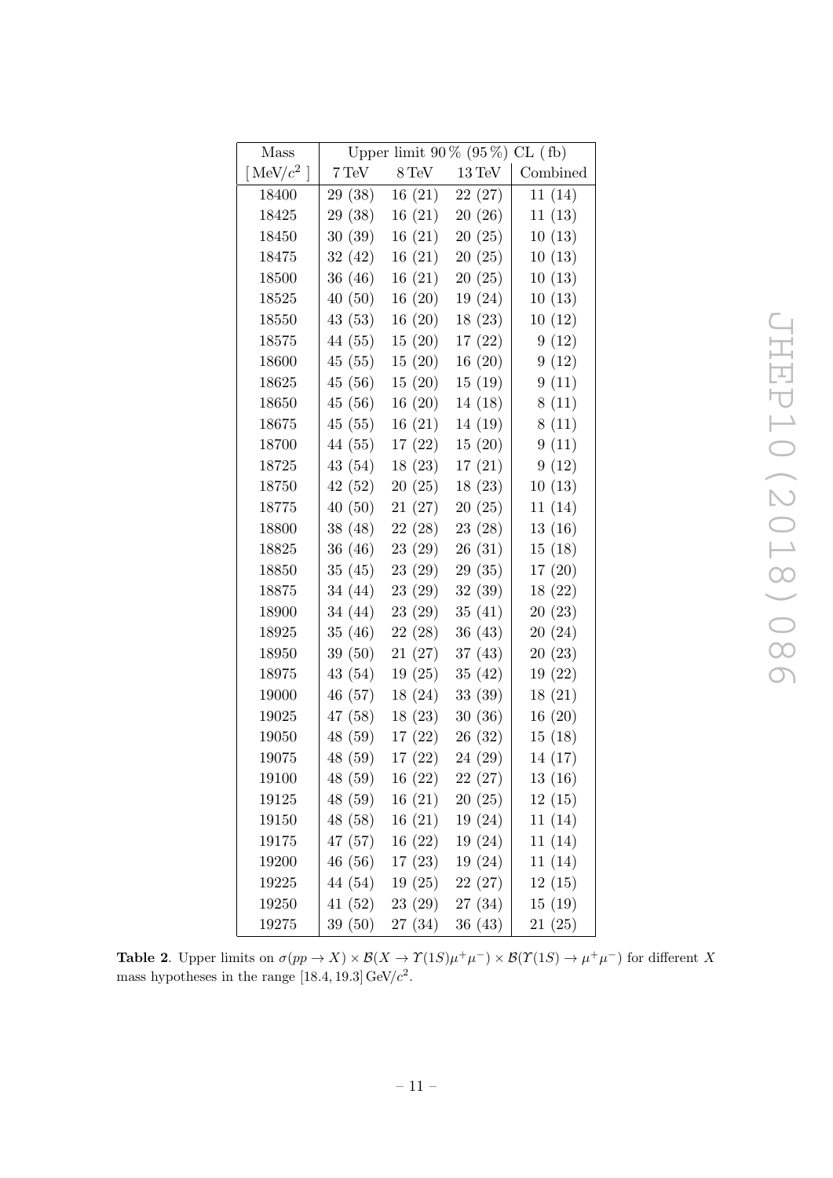| Mass | Upper limit 90 % (95 %) CL (fb) | | | |
|---|---|---|---|---|
| [ $\mathrm{MeV}/c^2$ ] | 7 TeV | 8 TeV | 13 TeV | Combined |
| 18400 | 29 (38) | 16 (21) | 22 (27) | 11 (14) |
| 18425 | 29 (38) | 16 (21) | 20 (26) | 11 (13) |
| 18450 | 30 (39) | 16 (21) | 20 (25) | 10 (13) |
| 18475 | 32 (42) | 16 (21) | 20 (25) | 10 (13) |
| 18500 | 36 (46) | 16 (21) | 20 (25) | 10 (13) |
| 18525 | 40 (50) | 16 (20) | 19 (24) | 10 (13) |
| 18550 | 43 (53) | 16 (20) | 18 (23) | 10 (12) |
| 18575 | 44 (55) | 15 (20) | 17 (22) | 9 (12) |
| 18600 | 45 (55) | 15 (20) | 16 (20) | 9 (12) |
| 18625 | 45 (56) | 15 (20) | 15 (19) | 9 (11) |
| 18650 | 45 (56) | 16 (20) | 14 (18) | 8 (11) |
| 18675 | 45 (55) | 16 (21) | 14 (19) | 8 (11) |
| 18700 | 44 (55) | 17 (22) | 15 (20) | 9 (11) |
| 18725 | 43 (54) | 18 (23) | 17 (21) | 9 (12) |
| 18750 | 42 (52) | 20 (25) | 18 (23) | 10 (13) |
| 18775 | 40 (50) | 21 (27) | 20 (25) | 11 (14) |
| 18800 | 38 (48) | 22 (28) | 23 (28) | 13 (16) |
| 18825 | 36 (46) | 23 (29) | 26 (31) | 15 (18) |
| 18850 | 35 (45) | 23 (29) | 29 (35) | 17 (20) |
| 18875 | 34 (44) | 23 (29) | 32 (39) | 18 (22) |
| 18900 | 34 (44) | 23 (29) | 35 (41) | 20 (23) |
| 18925 | 35 (46) | 22 (28) | 36 (43) | 20 (24) |
| 18950 | 39 (50) | 21 (27) | 37 (43) | 20 (23) |
| 18975 | 43 (54) | 19 (25) | 35 (42) | 19 (22) |
| 19000 | 46 (57) | 18 (24) | 33 (39) | 18 (21) |
| 19025 | 47 (58) | 18 (23) | 30 (36) | 16 (20) |
| 19050 | 48 (59) | 17 (22) | 26 (32) | 15 (18) |
| 19075 | 48 (59) | 17 (22) | 24 (29) | 14 (17) |
| 19100 | 48 (59) | 16 (22) | 22 (27) | 13 (16) |
| 19125 | 48 (59) | 16 (21) | 20 (25) | 12 (15) |
| 19150 | 48 (58) | 16 (21) | 19 (24) | 11 (14) |
| 19175 | 47 (57) | 16 (22) | 19 (24) | 11 (14) |
| 19200 | 46 (56) | 17 (23) | 19 (24) | 11 (14) |
| 19225 | 44 (54) | 19 (25) | 22 (27) | 12 (15) |
| 19250 | 41 (52) | 23 (29) | 27 (34) | 15 (19) |
| 19275 | 39 (50) | 27 (34) | 36 (43) | 21 (25) |

**Table 2**. Upper limits on $\sigma(pp \to X) \times \mathcal{B}(X \to \Upsilon(1S)\mu^+\mu^-) \times \mathcal{B}(\Upsilon(1S) \to \mu^+\mu^-)$ for different $X$ mass hypotheses in the range $[18.4, 19.3]\,\mathrm{GeV}/c^2$.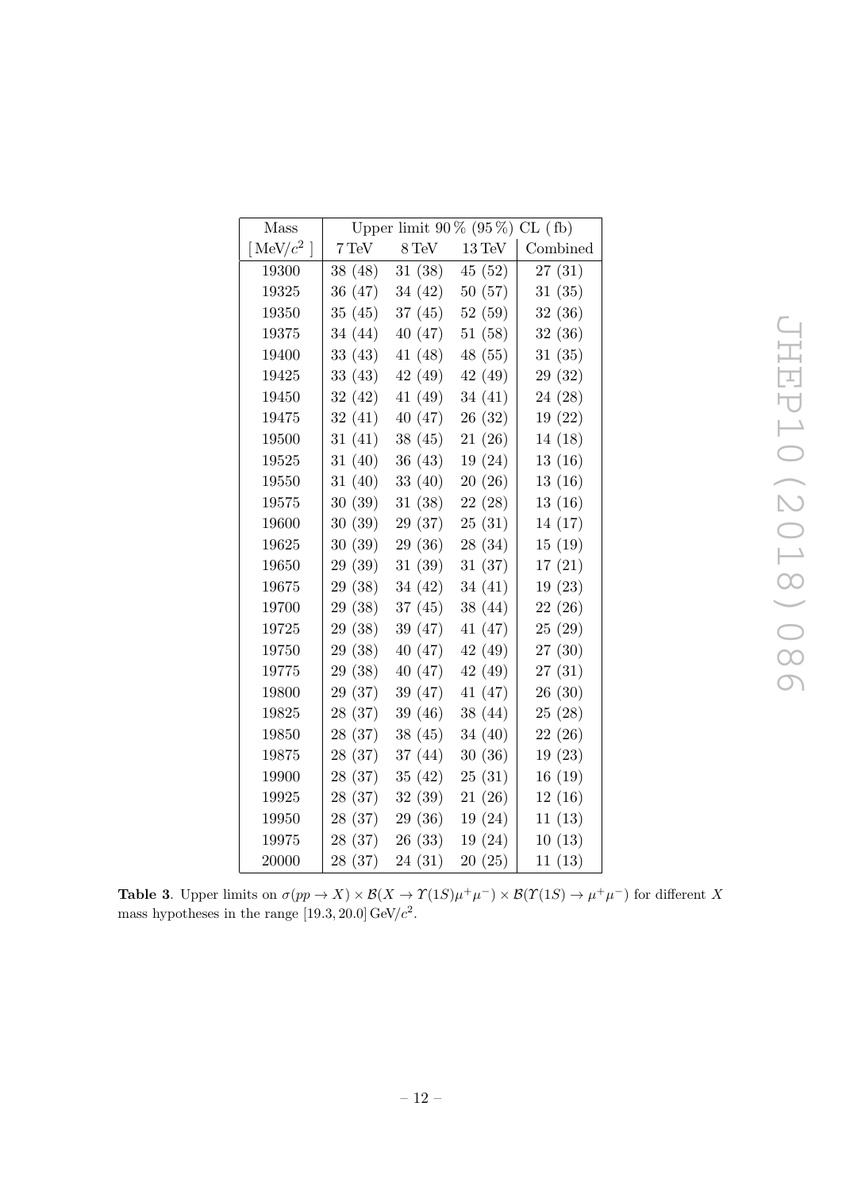| Mass | Upper limit 90 % (95 %) CL ( fb) | | | |
|---|---|---|---|---|
| [ MeV/$c^2$ ] | 7 TeV | 8 TeV | 13 TeV | Combined |
| 19300 | 38 (48) | 31 (38) | 45 (52) | 27 (31) |
| 19325 | 36 (47) | 34 (42) | 50 (57) | 31 (35) |
| 19350 | 35 (45) | 37 (45) | 52 (59) | 32 (36) |
| 19375 | 34 (44) | 40 (47) | 51 (58) | 32 (36) |
| 19400 | 33 (43) | 41 (48) | 48 (55) | 31 (35) |
| 19425 | 33 (43) | 42 (49) | 42 (49) | 29 (32) |
| 19450 | 32 (42) | 41 (49) | 34 (41) | 24 (28) |
| 19475 | 32 (41) | 40 (47) | 26 (32) | 19 (22) |
| 19500 | 31 (41) | 38 (45) | 21 (26) | 14 (18) |
| 19525 | 31 (40) | 36 (43) | 19 (24) | 13 (16) |
| 19550 | 31 (40) | 33 (40) | 20 (26) | 13 (16) |
| 19575 | 30 (39) | 31 (38) | 22 (28) | 13 (16) |
| 19600 | 30 (39) | 29 (37) | 25 (31) | 14 (17) |
| 19625 | 30 (39) | 29 (36) | 28 (34) | 15 (19) |
| 19650 | 29 (39) | 31 (39) | 31 (37) | 17 (21) |
| 19675 | 29 (38) | 34 (42) | 34 (41) | 19 (23) |
| 19700 | 29 (38) | 37 (45) | 38 (44) | 22 (26) |
| 19725 | 29 (38) | 39 (47) | 41 (47) | 25 (29) |
| 19750 | 29 (38) | 40 (47) | 42 (49) | 27 (30) |
| 19775 | 29 (38) | 40 (47) | 42 (49) | 27 (31) |
| 19800 | 29 (37) | 39 (47) | 41 (47) | 26 (30) |
| 19825 | 28 (37) | 39 (46) | 38 (44) | 25 (28) |
| 19850 | 28 (37) | 38 (45) | 34 (40) | 22 (26) |
| 19875 | 28 (37) | 37 (44) | 30 (36) | 19 (23) |
| 19900 | 28 (37) | 35 (42) | 25 (31) | 16 (19) |
| 19925 | 28 (37) | 32 (39) | 21 (26) | 12 (16) |
| 19950 | 28 (37) | 29 (36) | 19 (24) | 11 (13) |
| 19975 | 28 (37) | 26 (33) | 19 (24) | 10 (13) |
| 20000 | 28 (37) | 24 (31) | 20 (25) | 11 (13) |

**Table 3**. Upper limits on $\sigma(pp \to X) \times \mathcal{B}(X \to \Upsilon(1S)\mu^+\mu^-) \times \mathcal{B}(\Upsilon(1S) \to \mu^+\mu^-)$ for different $X$ mass hypotheses in the range $[19.3, 20.0]\,\mathrm{GeV}/c^2$.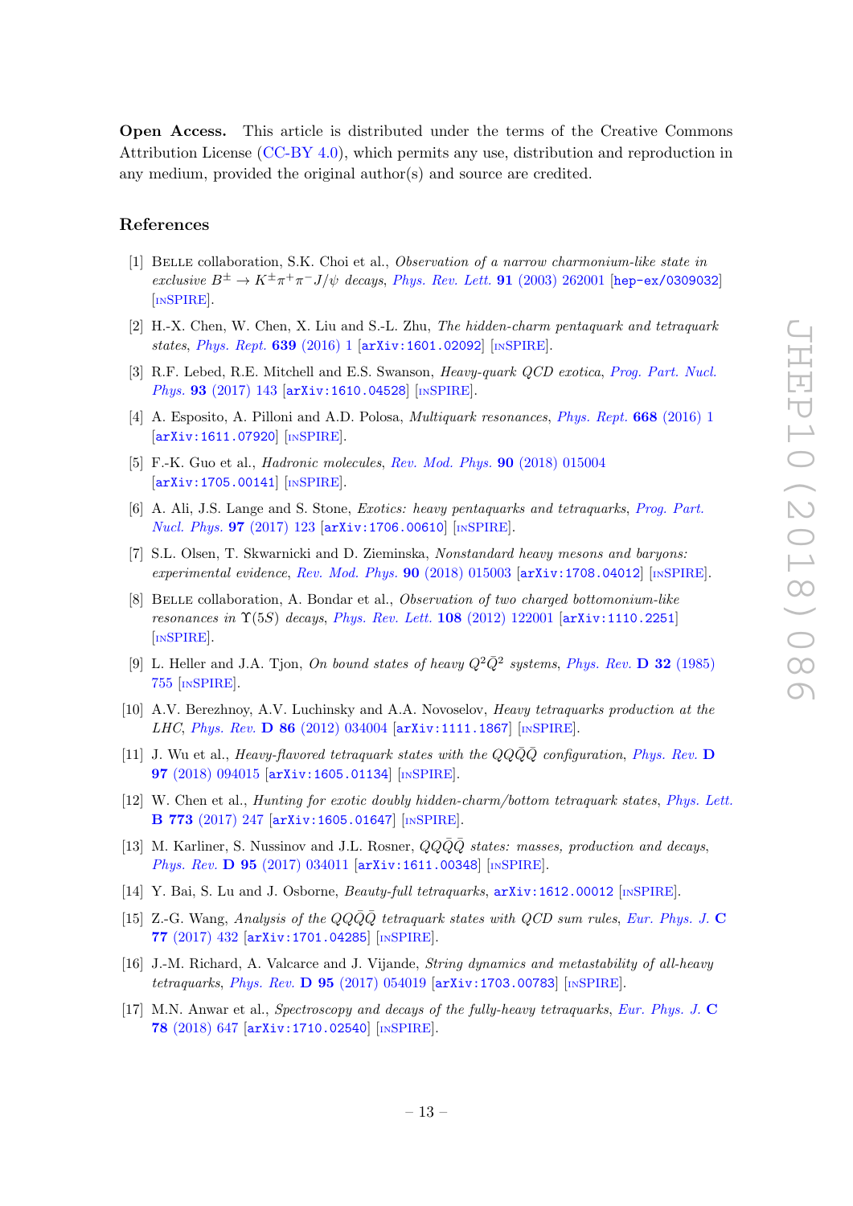**Open Access.** This article is distributed under the terms of the Creative Commons Attribution License (CC-BY 4.0), which permits any use, distribution and reproduction in any medium, provided the original author(s) and source are credited.

## References

[1] Belle collaboration, S.K. Choi et al., *Observation of a narrow charmonium-like state in exclusive $B^{\pm} \to K^{\pm}\pi^{+}\pi^{-}J/\psi$ decays*, *Phys. Rev. Lett.* **91** (2003) 262001 [hep-ex/0309032] [INSPIRE].

[2] H.-X. Chen, W. Chen, X. Liu and S.-L. Zhu, *The hidden-charm pentaquark and tetraquark states*, *Phys. Rept.* **639** (2016) 1 [arXiv:1601.02092] [INSPIRE].

[3] R.F. Lebed, R.E. Mitchell and E.S. Swanson, *Heavy-quark QCD exotica*, *Prog. Part. Nucl. Phys.* **93** (2017) 143 [arXiv:1610.04528] [INSPIRE].

[4] A. Esposito, A. Pilloni and A.D. Polosa, *Multiquark resonances*, *Phys. Rept.* **668** (2016) 1 [arXiv:1611.07920] [INSPIRE].

[5] F.-K. Guo et al., *Hadronic molecules*, *Rev. Mod. Phys.* **90** (2018) 015004 [arXiv:1705.00141] [INSPIRE].

[6] A. Ali, J.S. Lange and S. Stone, *Exotics: heavy pentaquarks and tetraquarks*, *Prog. Part. Nucl. Phys.* **97** (2017) 123 [arXiv:1706.00610] [INSPIRE].

[7] S.L. Olsen, T. Skwarnicki and D. Zieminska, *Nonstandard heavy mesons and baryons: experimental evidence*, *Rev. Mod. Phys.* **90** (2018) 015003 [arXiv:1708.04012] [INSPIRE].

[8] Belle collaboration, A. Bondar et al., *Observation of two charged bottomonium-like resonances in $\Upsilon(5S)$ decays*, *Phys. Rev. Lett.* **108** (2012) 122001 [arXiv:1110.2251] [INSPIRE].

[9] L. Heller and J.A. Tjon, *On bound states of heavy $Q^2\bar{Q}^2$ systems*, *Phys. Rev.* **D 32** (1985) 755 [INSPIRE].

[10] A.V. Berezhnoy, A.V. Luchinsky and A.A. Novoselov, *Heavy tetraquarks production at the LHC*, *Phys. Rev.* **D 86** (2012) 034004 [arXiv:1111.1867] [INSPIRE].

[11] J. Wu et al., *Heavy-flavored tetraquark states with the $QQ\bar{Q}\bar{Q}$ configuration*, *Phys. Rev.* **D 97** (2018) 094015 [arXiv:1605.01134] [INSPIRE].

[12] W. Chen et al., *Hunting for exotic doubly hidden-charm/bottom tetraquark states*, *Phys. Lett.* **B 773** (2017) 247 [arXiv:1605.01647] [INSPIRE].

[13] M. Karliner, S. Nussinov and J.L. Rosner, *$QQ\bar{Q}\bar{Q}$ states: masses, production and decays*, *Phys. Rev.* **D 95** (2017) 034011 [arXiv:1611.00348] [INSPIRE].

[14] Y. Bai, S. Lu and J. Osborne, *Beauty-full tetraquarks*, arXiv:1612.00012 [INSPIRE].

[15] Z.-G. Wang, *Analysis of the $QQ\bar{Q}\bar{Q}$ tetraquark states with QCD sum rules*, *Eur. Phys. J.* **C 77** (2017) 432 [arXiv:1701.04285] [INSPIRE].

[16] J.-M. Richard, A. Valcarce and J. Vijande, *String dynamics and metastability of all-heavy tetraquarks*, *Phys. Rev.* **D 95** (2017) 054019 [arXiv:1703.00783] [INSPIRE].

[17] M.N. Anwar et al., *Spectroscopy and decays of the fully-heavy tetraquarks*, *Eur. Phys. J.* **C 78** (2018) 647 [arXiv:1710.02540] [INSPIRE].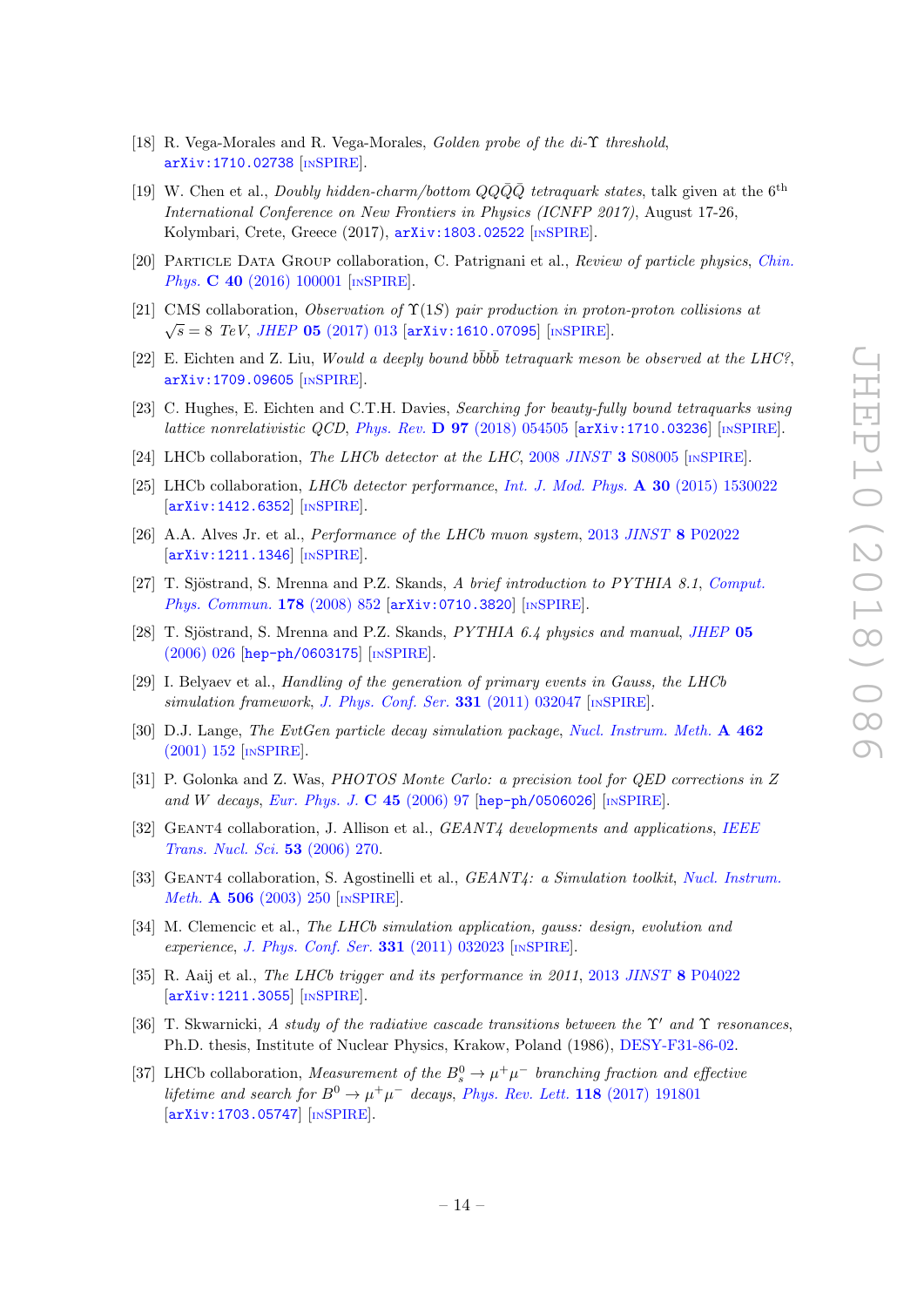[18] R. Vega-Morales and R. Vega-Morales, *Golden probe of the di-$\Upsilon$ threshold*, arXiv:1710.02738 [INSPIRE].

[19] W. Chen et al., *Doubly hidden-charm/bottom $QQ\bar{Q}\bar{Q}$ tetraquark states*, talk given at the 6th *International Conference on New Frontiers in Physics (ICNFP 2017)*, August 17-26, Kolymbari, Crete, Greece (2017), arXiv:1803.02522 [INSPIRE].

[20] Particle Data Group collaboration, C. Patrignani et al., *Review of particle physics*, *Chin. Phys.* **C 40** (2016) 100001 [INSPIRE].

[21] CMS collaboration, *Observation of $\Upsilon(1S)$ pair production in proton-proton collisions at $\sqrt{s} = 8$ TeV*, *JHEP* **05** (2017) 013 [arXiv:1610.07095] [INSPIRE].

[22] E. Eichten and Z. Liu, *Would a deeply bound $b\bar{b}b\bar{b}$ tetraquark meson be observed at the LHC?*, arXiv:1709.09605 [INSPIRE].

[23] C. Hughes, E. Eichten and C.T.H. Davies, *Searching for beauty-fully bound tetraquarks using lattice nonrelativistic QCD*, *Phys. Rev.* **D 97** (2018) 054505 [arXiv:1710.03236] [INSPIRE].

[24] LHCb collaboration, *The LHCb detector at the LHC*, 2008 *JINST* **3** S08005 [INSPIRE].

[25] LHCb collaboration, *LHCb detector performance*, *Int. J. Mod. Phys.* **A 30** (2015) 1530022 [arXiv:1412.6352] [INSPIRE].

[26] A.A. Alves Jr. et al., *Performance of the LHCb muon system*, 2013 *JINST* **8** P02022 [arXiv:1211.1346] [INSPIRE].

[27] T. Sjöstrand, S. Mrenna and P.Z. Skands, *A brief introduction to PYTHIA 8.1*, *Comput. Phys. Commun.* **178** (2008) 852 [arXiv:0710.3820] [INSPIRE].

[28] T. Sjöstrand, S. Mrenna and P.Z. Skands, *PYTHIA 6.4 physics and manual*, *JHEP* **05** (2006) 026 [hep-ph/0603175] [INSPIRE].

[29] I. Belyaev et al., *Handling of the generation of primary events in Gauss, the LHCb simulation framework*, *J. Phys. Conf. Ser.* **331** (2011) 032047 [INSPIRE].

[30] D.J. Lange, *The EvtGen particle decay simulation package*, *Nucl. Instrum. Meth.* **A 462** (2001) 152 [INSPIRE].

[31] P. Golonka and Z. Was, *PHOTOS Monte Carlo: a precision tool for QED corrections in Z and W decays*, *Eur. Phys. J.* **C 45** (2006) 97 [hep-ph/0506026] [INSPIRE].

[32] Geant4 collaboration, J. Allison et al., *GEANT4 developments and applications*, *IEEE Trans. Nucl. Sci.* **53** (2006) 270.

[33] Geant4 collaboration, S. Agostinelli et al., *GEANT4: a Simulation toolkit*, *Nucl. Instrum. Meth.* **A 506** (2003) 250 [INSPIRE].

[34] M. Clemencic et al., *The LHCb simulation application, gauss: design, evolution and experience*, *J. Phys. Conf. Ser.* **331** (2011) 032023 [INSPIRE].

[35] R. Aaij et al., *The LHCb trigger and its performance in 2011*, 2013 *JINST* **8** P04022 [arXiv:1211.3055] [INSPIRE].

[36] T. Skwarnicki, *A study of the radiative cascade transitions between the $\Upsilon'$ and $\Upsilon$ resonances*, Ph.D. thesis, Institute of Nuclear Physics, Krakow, Poland (1986), DESY-F31-86-02.

[37] LHCb collaboration, *Measurement of the $B_s^0 \to \mu^+\mu^-$ branching fraction and effective lifetime and search for $B^0 \to \mu^+\mu^-$ decays*, *Phys. Rev. Lett.* **118** (2017) 191801 [arXiv:1703.05747] [INSPIRE].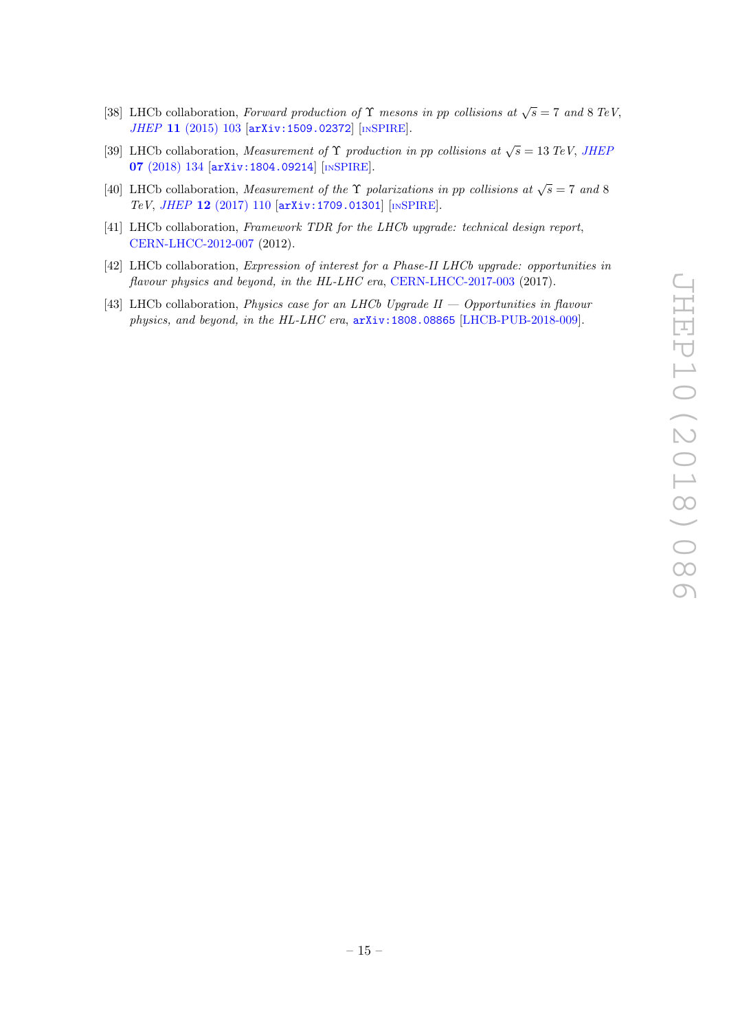[38] LHCb collaboration, *Forward production of* $\Upsilon$ *mesons in pp collisions at* $\sqrt{s} = 7$ *and* 8 *TeV*, *JHEP* **11** (2015) 103 [arXiv:1509.02372] [INSPIRE].

[39] LHCb collaboration, *Measurement of* $\Upsilon$ *production in pp collisions at* $\sqrt{s} = 13$ *TeV*, *JHEP* **07** (2018) 134 [arXiv:1804.09214] [INSPIRE].

[40] LHCb collaboration, *Measurement of the* $\Upsilon$ *polarizations in pp collisions at* $\sqrt{s} = 7$ *and* 8 *TeV*, *JHEP* **12** (2017) 110 [arXiv:1709.01301] [INSPIRE].

[41] LHCb collaboration, *Framework TDR for the LHCb upgrade: technical design report*, CERN-LHCC-2012-007 (2012).

[42] LHCb collaboration, *Expression of interest for a Phase-II LHCb upgrade: opportunities in flavour physics and beyond, in the HL-LHC era*, CERN-LHCC-2017-003 (2017).

[43] LHCb collaboration, *Physics case for an LHCb Upgrade II — Opportunities in flavour physics, and beyond, in the HL-LHC era*, arXiv:1808.08865 [LHCB-PUB-2018-009].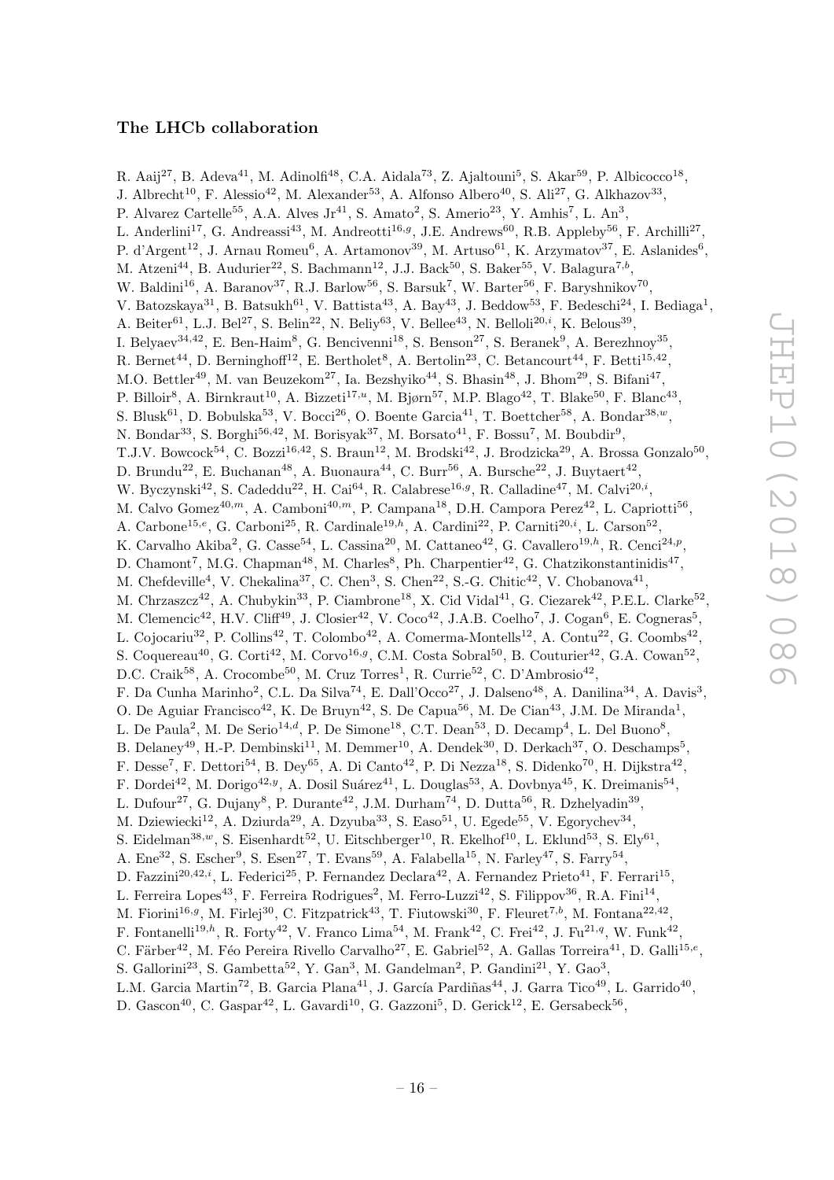## The LHCb collaboration

R. Aaij[27], B. Adeva[41], M. Adinolfi[48], C.A. Aidala[73], Z. Ajaltouni[5], S. Akar[59], P. Albicocco[18], J. Albrecht[10], F. Alessio[42], M. Alexander[53], A. Alfonso Albero[40], S. Ali[27], G. Alkhazov[33], P. Alvarez Cartelle[55], A.A. Alves Jr[41], S. Amato[2], S. Amerio[23], Y. Amhis[7], L. An[3], L. Anderlini[17], G. Andreassi[43], M. Andreotti[16,g], J.E. Andrews[60], R.B. Appleby[56], F. Archilli[27], P. d'Argent[12], J. Arnau Romeu[6], A. Artamonov[39], M. Artuso[61], K. Arzymatov[37], E. Aslanides[6], M. Atzeni[44], B. Audurier[22], S. Bachmann[12], J.J. Back[50], S. Baker[55], V. Balagura[7,b], W. Baldini[16], A. Baranov[37], R.J. Barlow[56], S. Barsuk[7], W. Barter[56], F. Baryshnikov[70], V. Batozskaya[31], B. Batsukh[61], V. Battista[43], A. Bay[43], J. Beddow[53], F. Bedeschi[24], I. Bediaga[1], A. Beiter[61], L.J. Bel[27], S. Belin[22], N. Beliy[63], V. Bellee[43], N. Belloli[20,i], K. Belous[39], I. Belyaev[34,42], E. Ben-Haim[8], G. Bencivenni[18], S. Benson[27], S. Beranek[9], A. Berezhnoy[35], R. Bernet[44], D. Berninghoff[12], E. Bertholet[8], A. Bertolin[23], C. Betancourt[44], F. Betti[15,42], M.O. Bettler[49], M. van Beuzekom[27], Ia. Bezshyiko[44], S. Bhasin[48], J. Bhom[29], S. Bifani[47], P. Billoir[8], A. Birnkraut[10], A. Bizzeti[17,u], M. Bjørn[57], M.P. Blago[42], T. Blake[50], F. Blanc[43], S. Blusk[61], D. Bobulska[53], V. Bocci[26], O. Boente Garcia[41], T. Boettcher[58], A. Bondar[38,w], N. Bondar[33], S. Borghi[56,42], M. Borisyak[37], M. Borsato[41], F. Bossu[7], M. Boubdir[9], T.J.V. Bowcock[54], C. Bozzi[16,42], S. Braun[12], M. Brodski[42], J. Brodzicka[29], A. Brossa Gonzalo[50], D. Brundu[22], E. Buchanan[48], A. Buonaura[44], C. Burr[56], A. Bursche[22], J. Buytaert[42], W. Byczynski[42], S. Cadeddu[22], H. Cai[64], R. Calabrese[16,g], R. Calladine[47], M. Calvi[20,i], M. Calvo Gomez[40,m], A. Camboni[40,m], P. Campana[18], D.H. Campora Perez[42], L. Capriotti[56], A. Carbone[15,e], G. Carboni[25], R. Cardinale[19,h], A. Cardini[22], P. Carniti[20,i], L. Carson[52], K. Carvalho Akiba[2], G. Casse[54], L. Cassina[20], M. Cattaneo[42], G. Cavallero[19,h], R. Cenci[24,p], D. Chamont[7], M.G. Chapman[48], M. Charles[8], Ph. Charpentier[42], G. Chatzikonstantinidis[47], M. Chefdeville[4], V. Chekalina[37], C. Chen[3], S. Chen[22], S.-G. Chitic[42], V. Chobanova[41], M. Chrzaszcz[42], A. Chubykin[33], P. Ciambrone[18], X. Cid Vidal[41], G. Ciezarek[42], P.E.L. Clarke[52], M. Clemencic[42], H.V. Cliff[49], J. Closier[42], V. Coco[42], J.A.B. Coelho[7], J. Cogan[6], E. Cogneras[5], L. Cojocariu[32], P. Collins[42], T. Colombo[42], A. Comerma-Montells[12], A. Contu[22], G. Coombs[42], S. Coquereau[40], G. Corti[42], M. Corvo[16,g], C.M. Costa Sobral[50], B. Couturier[42], G.A. Cowan[52], D.C. Craik[58], A. Crocombe[50], M. Cruz Torres[1], R. Currie[52], C. D'Ambrosio[42], F. Da Cunha Marinho[2], C.L. Da Silva[74], E. Dall'Occo[27], J. Dalseno[48], A. Danilina[34], A. Davis[3], O. De Aguiar Francisco[42], K. De Bruyn[42], S. De Capua[56], M. De Cian[43], J.M. De Miranda[1], L. De Paula[2], M. De Serio[14,d], P. De Simone[18], C.T. Dean[53], D. Decamp[4], L. Del Buono[8], B. Delaney[49], H.-P. Dembinski[11], M. Demmer[10], A. Dendek[30], D. Derkach[37], O. Deschamps[5], F. Desse[7], F. Dettori[54], B. Dey[65], A. Di Canto[42], P. Di Nezza[18], S. Didenko[70], H. Dijkstra[42], F. Dordei[42], M. Dorigo[42,y], A. Dosil Suárez[41], L. Douglas[53], A. Dovbnya[45], K. Dreimanis[54], L. Dufour[27], G. Dujany[8], P. Durante[42], J.M. Durham[74], D. Dutta[56], R. Dzhelyadin[39], M. Dziewiecki[12], A. Dziurda[29], A. Dzyuba[33], S. Easo[51], U. Egede[55], V. Egorychev[34], S. Eidelman[38,w], S. Eisenhardt[52], U. Eitschberger[10], R. Ekelhof[10], L. Eklund[53], S. Ely[61], A. Ene[32], S. Escher[9], S. Esen[27], T. Evans[59], A. Falabella[15], N. Farley[47], S. Farry[54], D. Fazzini[20,42,i], L. Federici[25], P. Fernandez Declara[42], A. Fernandez Prieto[41], F. Ferrari[15], L. Ferreira Lopes[43], F. Ferreira Rodrigues[2], M. Ferro-Luzzi[42], S. Filippov[36], R.A. Fini[14], M. Fiorini[16,g], M. Firlej[30], C. Fitzpatrick[43], T. Fiutowski[30], F. Fleuret[7,b], M. Fontana[22,42], F. Fontanelli[19,h], R. Forty[42], V. Franco Lima[54], M. Frank[42], C. Frei[42], J. Fu[21,q], W. Funk[42], C. Färber[42], M. Féo Pereira Rivello Carvalho[27], E. Gabriel[52], A. Gallas Torreira[41], D. Galli[15,e], S. Gallorini[23], S. Gambetta[52], Y. Gan[3], M. Gandelman[2], P. Gandini[21], Y. Gao[3], L.M. Garcia Martin[72], B. Garcia Plana[41], J. García Pardiñas[44], J. Garra Tico[49], L. Garrido[40], D. Gascon[40], C. Gaspar[42], L. Gavardi[10], G. Gazzoni[5], D. Gerick[12], E. Gersabeck[56],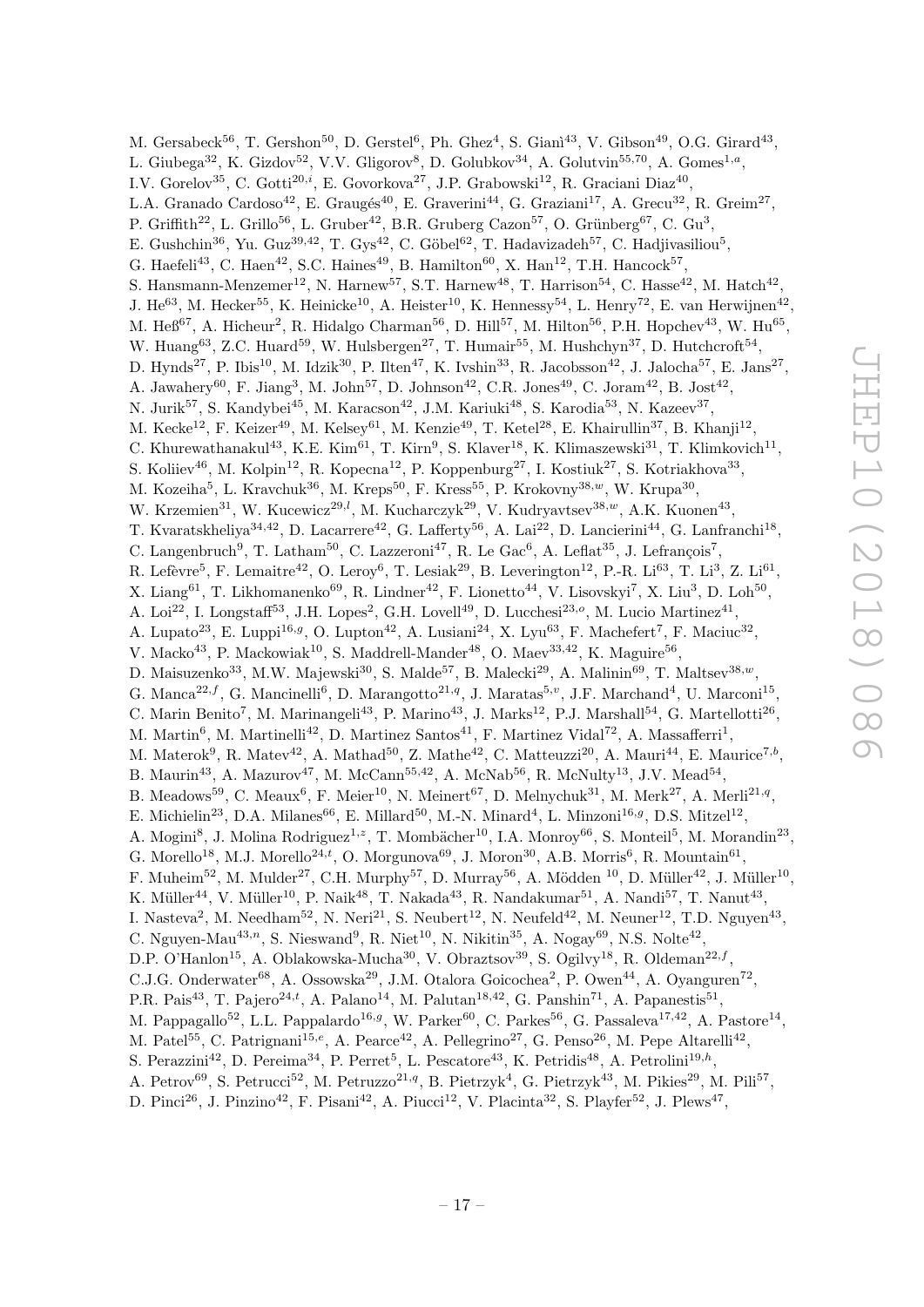M. Gersabeck[56], T. Gershon[50], D. Gerstel[6], Ph. Ghez[4], S. Gianì[43], V. Gibson[49], O.G. Girard[43], L. Giubega[32], K. Gizdov[52], V.V. Gligorov[8], D. Golubkov[34], A. Golutvin[55,70], A. Gomes[1,a], I.V. Gorelov[35], C. Gotti[20,i], E. Govorkova[27], J.P. Grabowski[12], R. Graciani Diaz[40], L.A. Granado Cardoso[42], E. Graugés[40], E. Graverini[44], G. Graziani[17], A. Grecu[32], R. Greim[27], P. Griffith[22], L. Grillo[56], L. Gruber[42], B.R. Gruberg Cazon[57], O. Grünberg[67], C. Gu[3], E. Gushchin[36], Yu. Guz[39,42], T. Gys[42], C. Göbel[62], T. Hadavizadeh[57], C. Hadjivasiliou[5], G. Haefeli[43], C. Haen[42], S.C. Haines[49], B. Hamilton[60], X. Han[12], T.H. Hancock[57], S. Hansmann-Menzemer[12], N. Harnew[57], S.T. Harnew[48], T. Harrison[54], C. Hasse[42], M. Hatch[42], J. He[63], M. Hecker[55], K. Heinicke[10], A. Heister[10], K. Hennessy[54], L. Henry[72], E. van Herwijnen[42], M. Heß[67], A. Hicheur[2], R. Hidalgo Charman[56], D. Hill[57], M. Hilton[56], P.H. Hopchev[43], W. Hu[65], W. Huang[63], Z.C. Huard[59], W. Hulsbergen[27], T. Humair[55], M. Hushchyn[37], D. Hutchcroft[54], D. Hynds[27], P. Ibis[10], M. Idzik[30], P. Ilten[47], K. Ivshin[33], R. Jacobsson[42], J. Jalocha[57], E. Jans[27], A. Jawahery[60], F. Jiang[3], M. John[57], D. Johnson[42], C.R. Jones[49], C. Joram[42], B. Jost[42], N. Jurik[57], S. Kandybei[45], M. Karacson[42], J.M. Kariuki[48], S. Karodia[53], N. Kazeev[37], M. Kecke[12], F. Keizer[49], M. Kelsey[61], M. Kenzie[49], T. Ketel[28], E. Khairullin[37], B. Khanji[12], C. Khurewathanakul[43], K.E. Kim[61], T. Kirn[9], S. Klaver[18], K. Klimaszewski[31], T. Klimkovich[11], S. Koliiev[46], M. Kolpin[12], R. Kopecna[12], P. Koppenburg[27], I. Kostiuk[27], S. Kotriakhova[33], M. Kozeiha[5], L. Kravchuk[36], M. Kreps[50], F. Kress[55], P. Krokovny[38,w], W. Krupa[30], W. Krzemien[31], W. Kucewicz[29,l], M. Kucharczyk[29], V. Kudryavtsev[38,w], A.K. Kuonen[43], T. Kvaratskheliya[34,42], D. Lacarrere[42], G. Lafferty[56], A. Lai[22], D. Lancierini[44], G. Lanfranchi[18], C. Langenbruch[9], T. Latham[50], C. Lazzeroni[47], R. Le Gac[6], A. Leflat[35], J. Lefrançois[7], R. Lefèvre[5], F. Lemaitre[42], O. Leroy[6], T. Lesiak[29], B. Leverington[12], P.-R. Li[63], T. Li[3], Z. Li[61], X. Liang[61], T. Likhomanenko[69], R. Lindner[42], F. Lionetto[44], V. Lisovskyi[7], X. Liu[3], D. Loh[50], A. Loi[22], I. Longstaff[53], J.H. Lopes[2], G.H. Lovell[49], D. Lucchesi[23,o], M. Lucio Martinez[41], A. Lupato[23], E. Luppi[16,g], O. Lupton[42], A. Lusiani[24], X. Lyu[63], F. Machefert[7], F. Maciuc[32], V. Macko[43], P. Mackowiak[10], S. Maddrell-Mander[48], O. Maev[33,42], K. Maguire[56], D. Maisuzenko[33], M.W. Majewski[30], S. Malde[57], B. Malecki[29], A. Malinin[69], T. Maltsev[38,w], G. Manca[22,f], G. Mancinelli[6], D. Marangotto[21,q], J. Maratas[5,v], J.F. Marchand[4], U. Marconi[15], C. Marin Benito[7], M. Marinangeli[43], P. Marino[43], J. Marks[12], P.J. Marshall[54], G. Martellotti[26], M. Martin[6], M. Martinelli[42], D. Martinez Santos[41], F. Martinez Vidal[72], A. Massafferri[1], M. Materok[9], R. Matev[42], A. Mathad[50], Z. Mathe[42], C. Matteuzzi[20], A. Mauri[44], E. Maurice[7,b], B. Maurin[43], A. Mazurov[47], M. McCann[55,42], A. McNab[56], R. McNulty[13], J.V. Mead[54], B. Meadows[59], C. Meaux[6], F. Meier[10], N. Meinert[67], D. Melnychuk[31], M. Merk[27], A. Merli[21,q], E. Michielin[23], D.A. Milanes[66], E. Millard[50], M.-N. Minard[4], L. Minzoni[16,g], D.S. Mitzel[12], A. Mogini[8], J. Molina Rodriguez[1,z], T. Mombächer[10], I.A. Monroy[66], S. Monteil[5], M. Morandin[23], G. Morello[18], M.J. Morello[24,t], O. Morgunova[69], J. Moron[30], A.B. Morris[6], R. Mountain[61], F. Muheim[52], M. Mulder[27], C.H. Murphy[57], D. Murray[56], A. Mödden [10], D. Müller[42], J. Müller[10], K. Müller[44], V. Müller[10], P. Naik[48], T. Nakada[43], R. Nandakumar[51], A. Nandi[57], T. Nanut[43], I. Nasteva[2], M. Needham[52], N. Neri[21], S. Neubert[12], N. Neufeld[42], M. Neuner[12], T.D. Nguyen[43], C. Nguyen-Mau[43,n], S. Nieswand[9], R. Niet[10], N. Nikitin[35], A. Nogay[69], N.S. Nolte[42], D.P. O'Hanlon[15], A. Oblakowska-Mucha[30], V. Obraztsov[39], S. Ogilvy[18], R. Oldeman[22,f], C.J.G. Onderwater[68], A. Ossowska[29], J.M. Otalora Goicochea[2], P. Owen[44], A. Oyanguren[72], P.R. Pais[43], T. Pajero[24,t], A. Palano[14], M. Palutan[18,42], G. Panshin[71], A. Papanestis[51], M. Pappagallo[52], L.L. Pappalardo[16,g], W. Parker[60], C. Parkes[56], G. Passaleva[17,42], A. Pastore[14], M. Patel[55], C. Patrignani[15,e], A. Pearce[42], A. Pellegrino[27], G. Penso[26], M. Pepe Altarelli[42], S. Perazzini[42], D. Pereima[34], P. Perret[5], L. Pescatore[43], K. Petridis[48], A. Petrolini[19,h], A. Petrov[69], S. Petrucci[52], M. Petruzzo[21,q], B. Pietrzyk[4], G. Pietrzyk[43], M. Pikies[29], M. Pili[57], D. Pinci[26], J. Pinzino[42], F. Pisani[42], A. Piucci[12], V. Placinta[32], S. Playfer[52], J. Plews[47],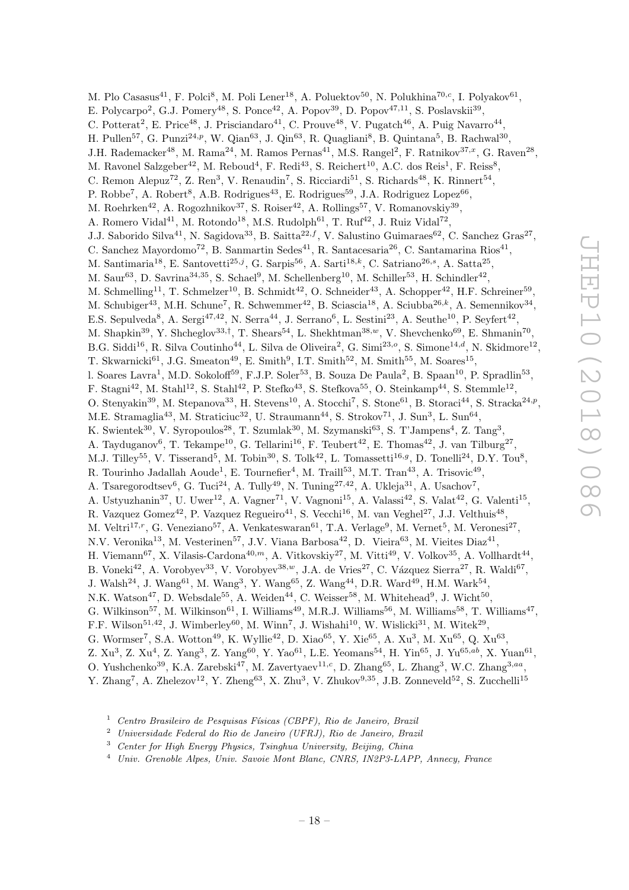M. Plo Casasus[41], F. Polci[8], M. Poli Lener[18], A. Poluektov[50], N. Polukhina[70,c], I. Polyakov[61], E. Polycarpo[2], G.J. Pomery[48], S. Ponce[42], A. Popov[39], D. Popov[47,11], S. Poslavskii[39], C. Potterat[2], E. Price[48], J. Prisciandaro[41], C. Prouve[48], V. Pugatch[46], A. Puig Navarro[44], H. Pullen[57], G. Punzi[24,p], W. Qian[63], J. Qin[63], R. Quagliani[8], B. Quintana[5], B. Rachwal[30], J.H. Rademacker[48], M. Rama[24], M. Ramos Pernas[41], M.S. Rangel[2], F. Ratnikov[37,x], G. Raven[28], M. Ravonel Salzgeber[42], M. Reboud[4], F. Redi[43], S. Reichert[10], A.C. dos Reis[1], F. Reiss[8], C. Remon Alepuz[72], Z. Ren[3], V. Renaudin[7], S. Ricciardi[51], S. Richards[48], K. Rinnert[54], P. Robbe[7], A. Robert[8], A.B. Rodrigues[43], E. Rodrigues[59], J.A. Rodriguez Lopez[66], M. Roehrken[42], A. Rogozhnikov[37], S. Roiser[42], A. Rollings[57], V. Romanovskiy[39], A. Romero Vidal[41], M. Rotondo[18], M.S. Rudolph[61], T. Ruf[42], J. Ruiz Vidal[72], J.J. Saborido Silva[41], N. Sagidova[33], B. Saitta[22,f], V. Salustino Guimaraes[62], C. Sanchez Gras[27], C. Sanchez Mayordomo[72], B. Sanmartin Sedes[41], R. Santacesaria[26], C. Santamarina Rios[41], M. Santimaria[18], E. Santovetti[25,j], G. Sarpis[56], A. Sarti[18,k], C. Satriano[26,s], A. Satta[25], M. Saur[63], D. Savrina[34,35], S. Schael[9], M. Schellenberg[10], M. Schiller[53], H. Schindler[42], M. Schmelling[11], T. Schmelzer[10], B. Schmidt[42], O. Schneider[43], A. Schopper[42], H.F. Schreiner[59], M. Schubiger[43], M.H. Schune[7], R. Schwemmer[42], B. Sciascia[18], A. Sciubba[26,k], A. Semennikov[34], E.S. Sepulveda[8], A. Sergi[47,42], N. Serra[44], J. Serrano[6], L. Sestini[23], A. Seuthe[10], P. Seyfert[42], M. Shapkin[39], Y. Shcheglov[33,†], T. Shears[54], L. Shekhtman[38,w], V. Shevchenko[69], E. Shmanin[70], B.G. Siddi[16], R. Silva Coutinho[44], L. Silva de Oliveira[2], G. Simi[23,o], S. Simone[14,d], N. Skidmore[12], T. Skwarnicki[61], J.G. Smeaton[49], E. Smith[9], I.T. Smith[52], M. Smith[55], M. Soares[15], l. Soares Lavra[1], M.D. Sokoloff[59], F.J.P. Soler[53], B. Souza De Paula[2], B. Spaan[10], P. Spradlin[53], F. Stagni[42], M. Stahl[12], S. Stahl[42], P. Stefko[43], S. Stefkova[55], O. Steinkamp[44], S. Stemmle[12], O. Stenyakin[39], M. Stepanova[33], H. Stevens[10], A. Stocchi[7], S. Stone[61], B. Storaci[44], S. Stracka[24,p], M.E. Stramaglia[43], M. Straticiuc[32], U. Straumann[44], S. Strokov[71], J. Sun[3], L. Sun[64], K. Swientek[30], V. Syropoulos[28], T. Szumlak[30], M. Szymanski[63], S. T'Jampens[4], Z. Tang[3], A. Tayduganov[6], T. Tekampe[10], G. Tellarini[16], F. Teubert[42], E. Thomas[42], J. van Tilburg[27], M.J. Tilley[55], V. Tisserand[5], M. Tobin[30], S. Tolk[42], L. Tomassetti[16,g], D. Tonelli[24], D.Y. Tou[8], R. Tourinho Jadallah Aoude[1], E. Tournefier[4], M. Traill[53], M.T. Tran[43], A. Trisovic[49], A. Tsaregorodtsev[6], G. Tuci[24], A. Tully[49], N. Tuning[27,42], A. Ukleja[31], A. Usachov[7], A. Ustyuzhanin[37], U. Uwer[12], A. Vagner[71], V. Vagnoni[15], A. Valassi[42], S. Valat[42], G. Valenti[15], R. Vazquez Gomez[42], P. Vazquez Regueiro[41], S. Vecchi[16], M. van Veghel[27], J.J. Velthuis[48], M. Veltri[17,r], G. Veneziano[57], A. Venkateswaran[61], T.A. Verlage[9], M. Vernet[5], M. Veronesi[27], N.V. Veronika[13], M. Vesterinen[57], J.V. Viana Barbosa[42], D. Vieira[63], M. Vieites Diaz[41], H. Viemann[67], X. Vilasis-Cardona[40,m], A. Vitkovskiy[27], M. Vitti[49], V. Volkov[35], A. Vollhardt[44], B. Voneki[42], A. Vorobyev[33], V. Vorobyev[38,w], J.A. de Vries[27], C. Vázquez Sierra[27], R. Waldi[67], J. Walsh[24], J. Wang[61], M. Wang[3], Y. Wang[65], Z. Wang[44], D.R. Ward[49], H.M. Wark[54], N.K. Watson[47], D. Websdale[55], A. Weiden[44], C. Weisser[58], M. Whitehead[9], J. Wicht[50], G. Wilkinson[57], M. Wilkinson[61], I. Williams[49], M.R.J. Williams[56], M. Williams[58], T. Williams[47], F.F. Wilson[51,42], J. Wimberley[60], M. Winn[7], J. Wishahi[10], W. Wislicki[31], M. Witek[29], G. Wormser[7], S.A. Wotton[49], K. Wyllie[42], D. Xiao[65], Y. Xie[65], A. Xu[3], M. Xu[65], Q. Xu[63], Z. Xu[3], Z. Xu[4], Z. Yang[3], Z. Yang[60], Y. Yao[61], L.E. Yeomans[54], H. Yin[65], J. Yu[65,ab], X. Yuan[61], O. Yushchenko[39], K.A. Zarebski[47], M. Zavertyaev[11,c], D. Zhang[65], L. Zhang[3], W.C. Zhang[3,aa], Y. Zhang[7], A. Zhelezov[12], Y. Zheng[63], X. Zhu[3], V. Zhukov[9,35], J.B. Zonneveld[52], S. Zucchelli[15]

[1] *Centro Brasileiro de Pesquisas Físicas (CBPF), Rio de Janeiro, Brazil*
[2] *Universidade Federal do Rio de Janeiro (UFRJ), Rio de Janeiro, Brazil*
[3] *Center for High Energy Physics, Tsinghua University, Beijing, China*
[4] *Univ. Grenoble Alpes, Univ. Savoie Mont Blanc, CNRS, IN2P3-LAPP, Annecy, France*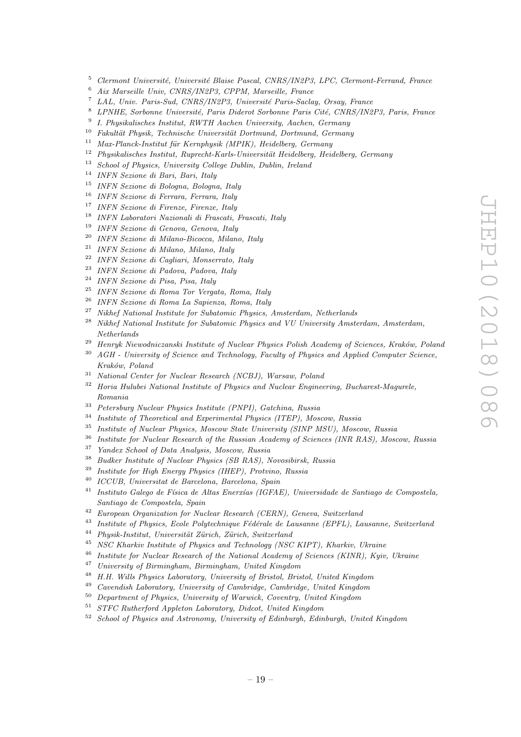[5] *Clermont Université, Université Blaise Pascal, CNRS/IN2P3, LPC, Clermont-Ferrand, France*
[6] *Aix Marseille Univ, CNRS/IN2P3, CPPM, Marseille, France*
[7] *LAL, Univ. Paris-Sud, CNRS/IN2P3, Université Paris-Saclay, Orsay, France*
[8] *LPNHE, Sorbonne Université, Paris Diderot Sorbonne Paris Cité, CNRS/IN2P3, Paris, France*
[9] *I. Physikalisches Institut, RWTH Aachen University, Aachen, Germany*
[10] *Fakultät Physik, Technische Universität Dortmund, Dortmund, Germany*
[11] *Max-Planck-Institut für Kernphysik (MPIK), Heidelberg, Germany*
[12] *Physikalisches Institut, Ruprecht-Karls-Universität Heidelberg, Heidelberg, Germany*
[13] *School of Physics, University College Dublin, Dublin, Ireland*
[14] *INFN Sezione di Bari, Bari, Italy*
[15] *INFN Sezione di Bologna, Bologna, Italy*
[16] *INFN Sezione di Ferrara, Ferrara, Italy*
[17] *INFN Sezione di Firenze, Firenze, Italy*
[18] *INFN Laboratori Nazionali di Frascati, Frascati, Italy*
[19] *INFN Sezione di Genova, Genova, Italy*
[20] *INFN Sezione di Milano-Bicocca, Milano, Italy*
[21] *INFN Sezione di Milano, Milano, Italy*
[22] *INFN Sezione di Cagliari, Monserrato, Italy*
[23] *INFN Sezione di Padova, Padova, Italy*
[24] *INFN Sezione di Pisa, Pisa, Italy*
[25] *INFN Sezione di Roma Tor Vergata, Roma, Italy*
[26] *INFN Sezione di Roma La Sapienza, Roma, Italy*
[27] *Nikhef National Institute for Subatomic Physics, Amsterdam, Netherlands*
[28] *Nikhef National Institute for Subatomic Physics and VU University Amsterdam, Amsterdam, Netherlands*
[29] *Henryk Niewodniczanski Institute of Nuclear Physics Polish Academy of Sciences, Kraków, Poland*
[30] *AGH - University of Science and Technology, Faculty of Physics and Applied Computer Science, Kraków, Poland*
[31] *National Center for Nuclear Research (NCBJ), Warsaw, Poland*
[32] *Horia Hulubei National Institute of Physics and Nuclear Engineering, Bucharest-Magurele, Romania*
[33] *Petersburg Nuclear Physics Institute (PNPI), Gatchina, Russia*
[34] *Institute of Theoretical and Experimental Physics (ITEP), Moscow, Russia*
[35] *Institute of Nuclear Physics, Moscow State University (SINP MSU), Moscow, Russia*
[36] *Institute for Nuclear Research of the Russian Academy of Sciences (INR RAS), Moscow, Russia*
[37] *Yandex School of Data Analysis, Moscow, Russia*
[38] *Budker Institute of Nuclear Physics (SB RAS), Novosibirsk, Russia*
[39] *Institute for High Energy Physics (IHEP), Protvino, Russia*
[40] *ICCUB, Universitat de Barcelona, Barcelona, Spain*
[41] *Instituto Galego de Física de Altas Enerxías (IGFAE), Universidade de Santiago de Compostela, Santiago de Compostela, Spain*
[42] *European Organization for Nuclear Research (CERN), Geneva, Switzerland*
[43] *Institute of Physics, Ecole Polytechnique Fédérale de Lausanne (EPFL), Lausanne, Switzerland*
[44] *Physik-Institut, Universität Zürich, Zürich, Switzerland*
[45] *NSC Kharkiv Institute of Physics and Technology (NSC KIPT), Kharkiv, Ukraine*
[46] *Institute for Nuclear Research of the National Academy of Sciences (KINR), Kyiv, Ukraine*
[47] *University of Birmingham, Birmingham, United Kingdom*
[48] *H.H. Wills Physics Laboratory, University of Bristol, Bristol, United Kingdom*
[49] *Cavendish Laboratory, University of Cambridge, Cambridge, United Kingdom*
[50] *Department of Physics, University of Warwick, Coventry, United Kingdom*
[51] *STFC Rutherford Appleton Laboratory, Didcot, United Kingdom*
[52] *School of Physics and Astronomy, University of Edinburgh, Edinburgh, United Kingdom*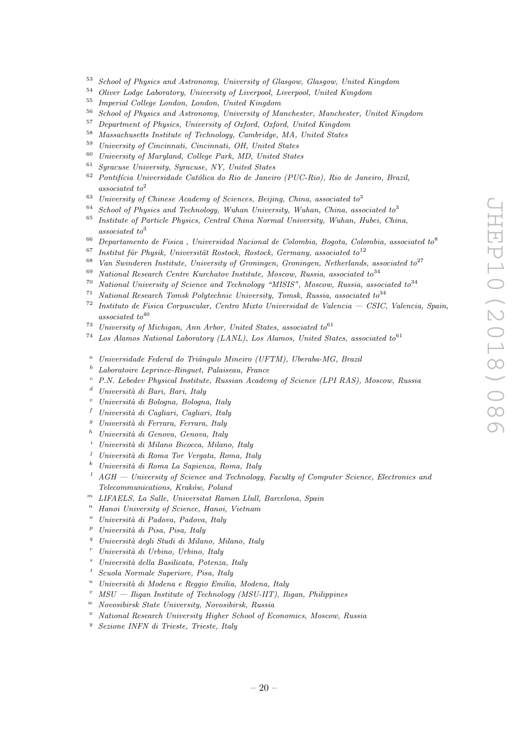[53] *School of Physics and Astronomy, University of Glasgow, Glasgow, United Kingdom*
[54] *Oliver Lodge Laboratory, University of Liverpool, Liverpool, United Kingdom*
[55] *Imperial College London, London, United Kingdom*
[56] *School of Physics and Astronomy, University of Manchester, Manchester, United Kingdom*
[57] *Department of Physics, University of Oxford, Oxford, United Kingdom*
[58] *Massachusetts Institute of Technology, Cambridge, MA, United States*
[59] *University of Cincinnati, Cincinnati, OH, United States*
[60] *University of Maryland, College Park, MD, United States*
[61] *Syracuse University, Syracuse, NY, United States*
[62] *Pontifícia Universidade Católica do Rio de Janeiro (PUC-Rio), Rio de Janeiro, Brazil, associated to*[2]
[63] *University of Chinese Academy of Sciences, Beijing, China, associated to*[3]
[64] *School of Physics and Technology, Wuhan University, Wuhan, China, associated to*[3]
[65] *Institute of Particle Physics, Central China Normal University, Wuhan, Hubei, China, associated to*[3]
[66] *Departamento de Fisica , Universidad Nacional de Colombia, Bogota, Colombia, associated to*[8]
[67] *Institut für Physik, Universität Rostock, Rostock, Germany, associated to*[12]
[68] *Van Swinderen Institute, University of Groningen, Groningen, Netherlands, associated to*[27]
[69] *National Research Centre Kurchatov Institute, Moscow, Russia, associated to*[34]
[70] *National University of Science and Technology "MISIS", Moscow, Russia, associated to*[34]
[71] *National Research Tomsk Polytechnic University, Tomsk, Russia, associated to*[34]
[72] *Instituto de Fisica Corpuscular, Centro Mixto Universidad de Valencia — CSIC, Valencia, Spain, associated to*[40]
[73] *University of Michigan, Ann Arbor, United States, associated to*[61]
[74] *Los Alamos National Laboratory (LANL), Los Alamos, United States, associated to*[61]

[a] *Universidade Federal do Triângulo Mineiro (UFTM), Uberaba-MG, Brazil*
[b] *Laboratoire Leprince-Ringuet, Palaiseau, France*
[c] *P.N. Lebedev Physical Institute, Russian Academy of Science (LPI RAS), Moscow, Russia*
[d] *Università di Bari, Bari, Italy*
[e] *Università di Bologna, Bologna, Italy*
[f] *Università di Cagliari, Cagliari, Italy*
[g] *Università di Ferrara, Ferrara, Italy*
[h] *Università di Genova, Genova, Italy*
[i] *Università di Milano Bicocca, Milano, Italy*
[j] *Università di Roma Tor Vergata, Roma, Italy*
[k] *Università di Roma La Sapienza, Roma, Italy*
[l] *AGH — University of Science and Technology, Faculty of Computer Science, Electronics and Telecommunications, Kraków, Poland*
[m] *LIFAELS, La Salle, Universitat Ramon Llull, Barcelona, Spain*
[n] *Hanoi University of Science, Hanoi, Vietnam*
[o] *Università di Padova, Padova, Italy*
[p] *Università di Pisa, Pisa, Italy*
[q] *Università degli Studi di Milano, Milano, Italy*
[r] *Università di Urbino, Urbino, Italy*
[s] *Università della Basilicata, Potenza, Italy*
[t] *Scuola Normale Superiore, Pisa, Italy*
[u] *Università di Modena e Reggio Emilia, Modena, Italy*
[v] *MSU — Iligan Institute of Technology (MSU-IIT), Iligan, Philippines*
[w] *Novosibirsk State University, Novosibirsk, Russia*
[x] *National Research University Higher School of Economics, Moscow, Russia*
[y] *Sezione INFN di Trieste, Trieste, Italy*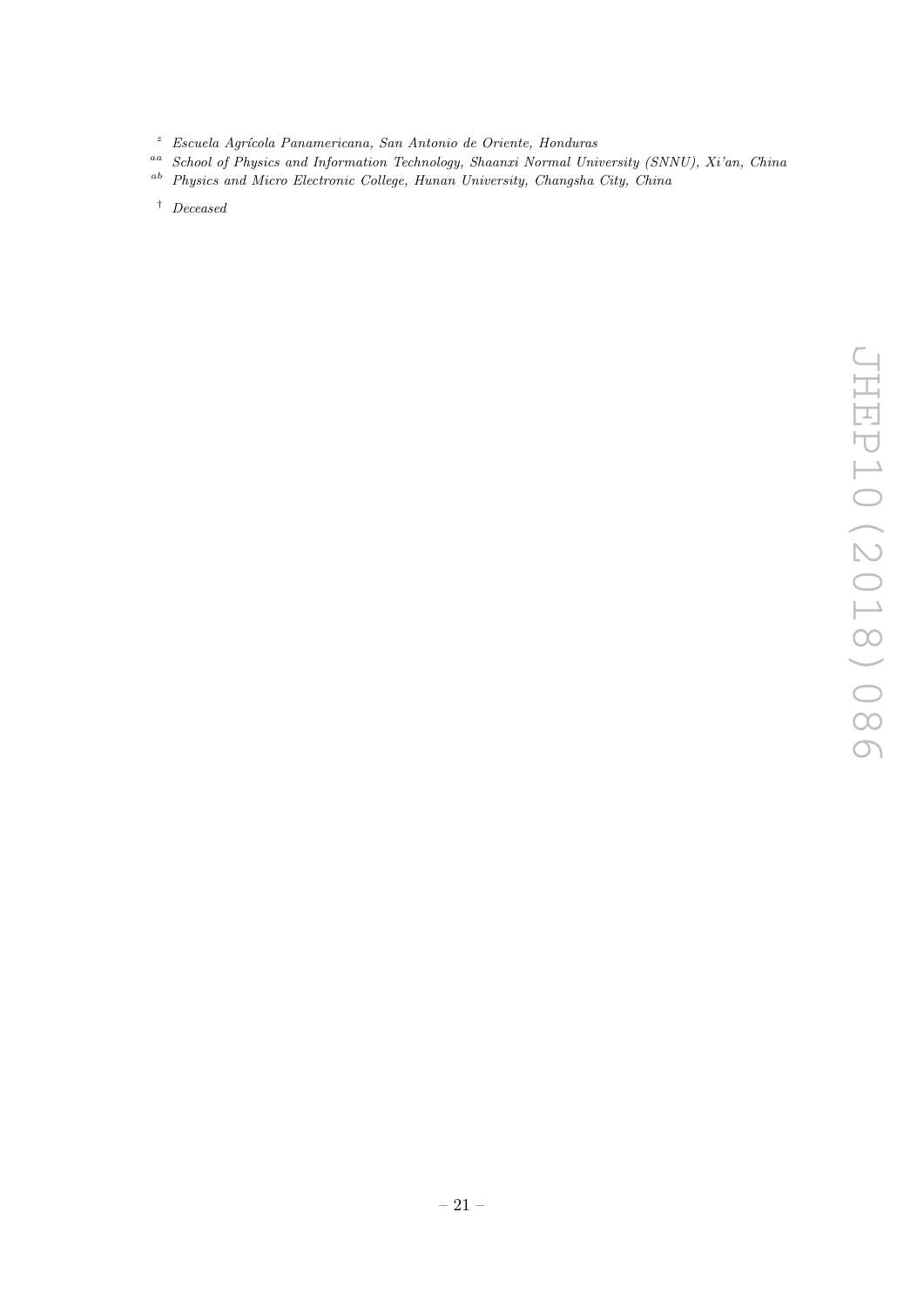[z] *Escuela Agrícola Panamericana, San Antonio de Oriente, Honduras*

[aa] *School of Physics and Information Technology, Shaanxi Normal University (SNNU), Xi'an, China*

[ab] *Physics and Micro Electronic College, Hunan University, Changsha City, China*

[†] *Deceased*